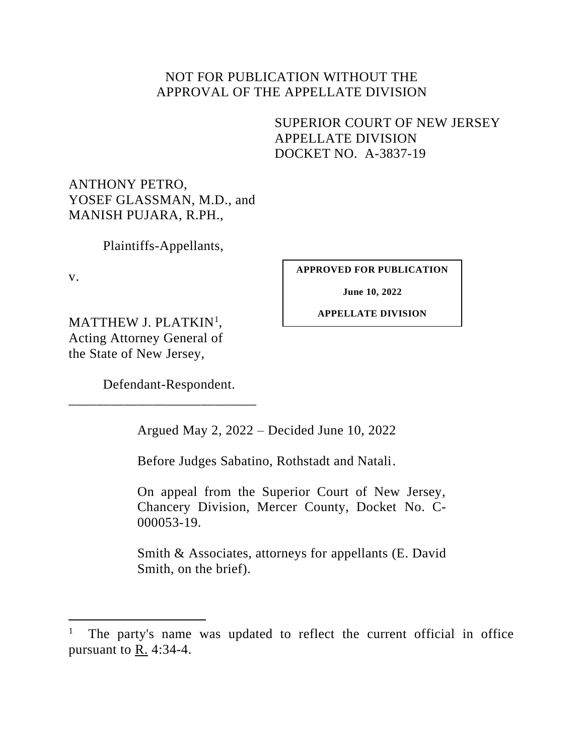NOT FOR PUBLICATION WITHOUT THE APPROVAL OF THE APPELLATE DIVISION

SUPERIOR COURT OF NEW JERSEY
APPELLATE DIVISION
DOCKET NO. A-3837-19

ANTHONY PETRO,
YOSEF GLASSMAN, M.D., and
MANISH PUJARA, R.PH.,

Plaintiffs-Appellants,

v.

**APPROVED FOR PUBLICATION**

**June 10, 2022**

**APPELLATE DIVISION**

MATTHEW J. PLATKIN[1],
Acting Attorney General of
the State of New Jersey,

Defendant-Respondent.

___________________________

Argued May 2, 2022 – Decided June 10, 2022

Before Judges Sabatino, Rothstadt and Natali.

On appeal from the Superior Court of New Jersey, Chancery Division, Mercer County, Docket No. C-000053-19.

Smith & Associates, attorneys for appellants (E. David Smith, on the brief).

---

[1] The party's name was updated to reflect the current official in office pursuant to R. 4:34-4.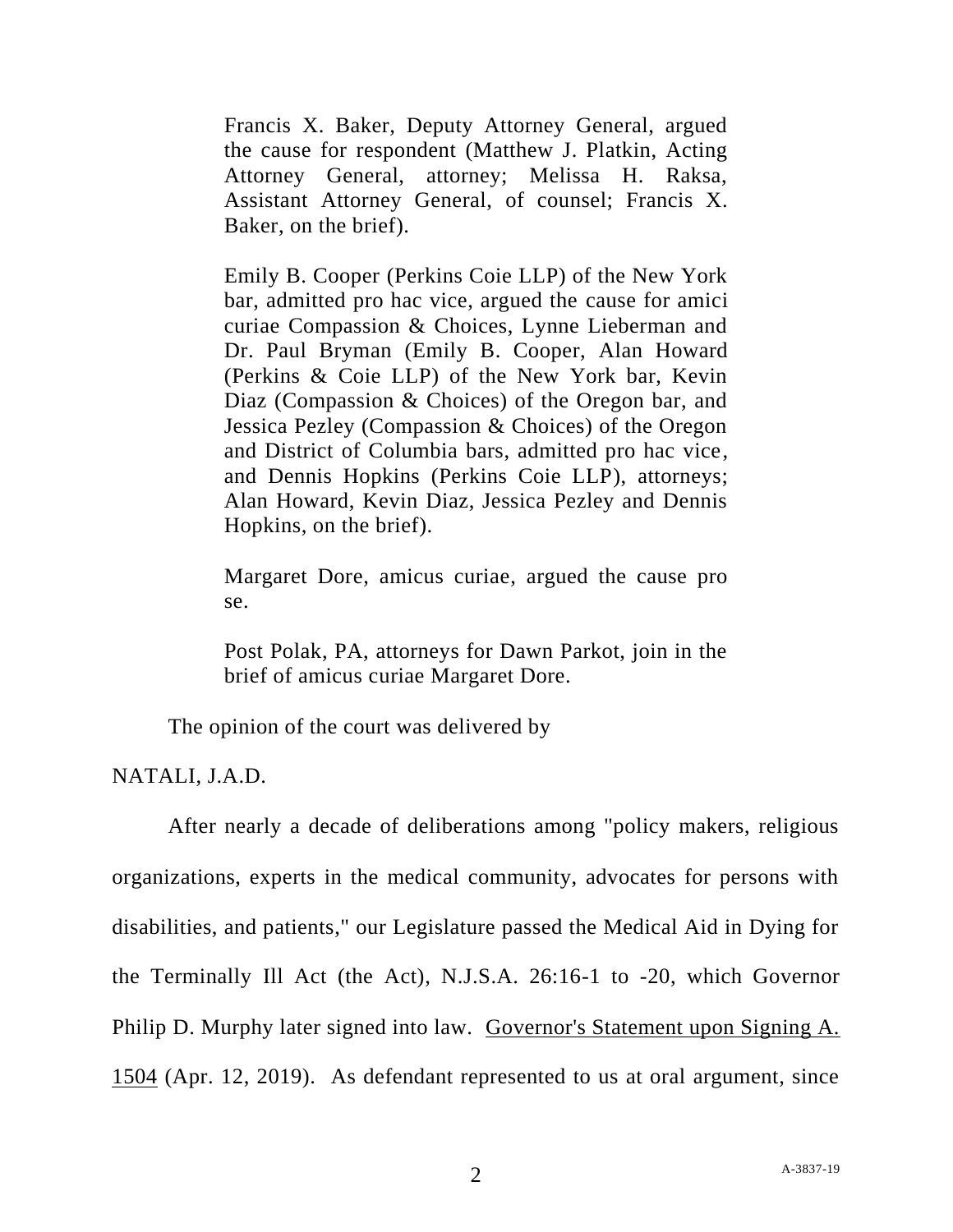Francis X. Baker, Deputy Attorney General, argued the cause for respondent (Matthew J. Platkin, Acting Attorney General, attorney; Melissa H. Raksa, Assistant Attorney General, of counsel; Francis X. Baker, on the brief).

Emily B. Cooper (Perkins Coie LLP) of the New York bar, admitted pro hac vice, argued the cause for amici curiae Compassion & Choices, Lynne Lieberman and Dr. Paul Bryman (Emily B. Cooper, Alan Howard (Perkins & Coie LLP) of the New York bar, Kevin Diaz (Compassion & Choices) of the Oregon bar, and Jessica Pezley (Compassion & Choices) of the Oregon and District of Columbia bars, admitted pro hac vice, and Dennis Hopkins (Perkins Coie LLP), attorneys; Alan Howard, Kevin Diaz, Jessica Pezley and Dennis Hopkins, on the brief).

Margaret Dore, amicus curiae, argued the cause pro se.

Post Polak, PA, attorneys for Dawn Parkot, join in the brief of amicus curiae Margaret Dore.

The opinion of the court was delivered by

NATALI, J.A.D.

After nearly a decade of deliberations among "policy makers, religious organizations, experts in the medical community, advocates for persons with disabilities, and patients," our Legislature passed the Medical Aid in Dying for the Terminally Ill Act (the Act), N.J.S.A. 26:16-1 to -20, which Governor Philip D. Murphy later signed into law. Governor's Statement upon Signing A. 1504 (Apr. 12, 2019). As defendant represented to us at oral argument, since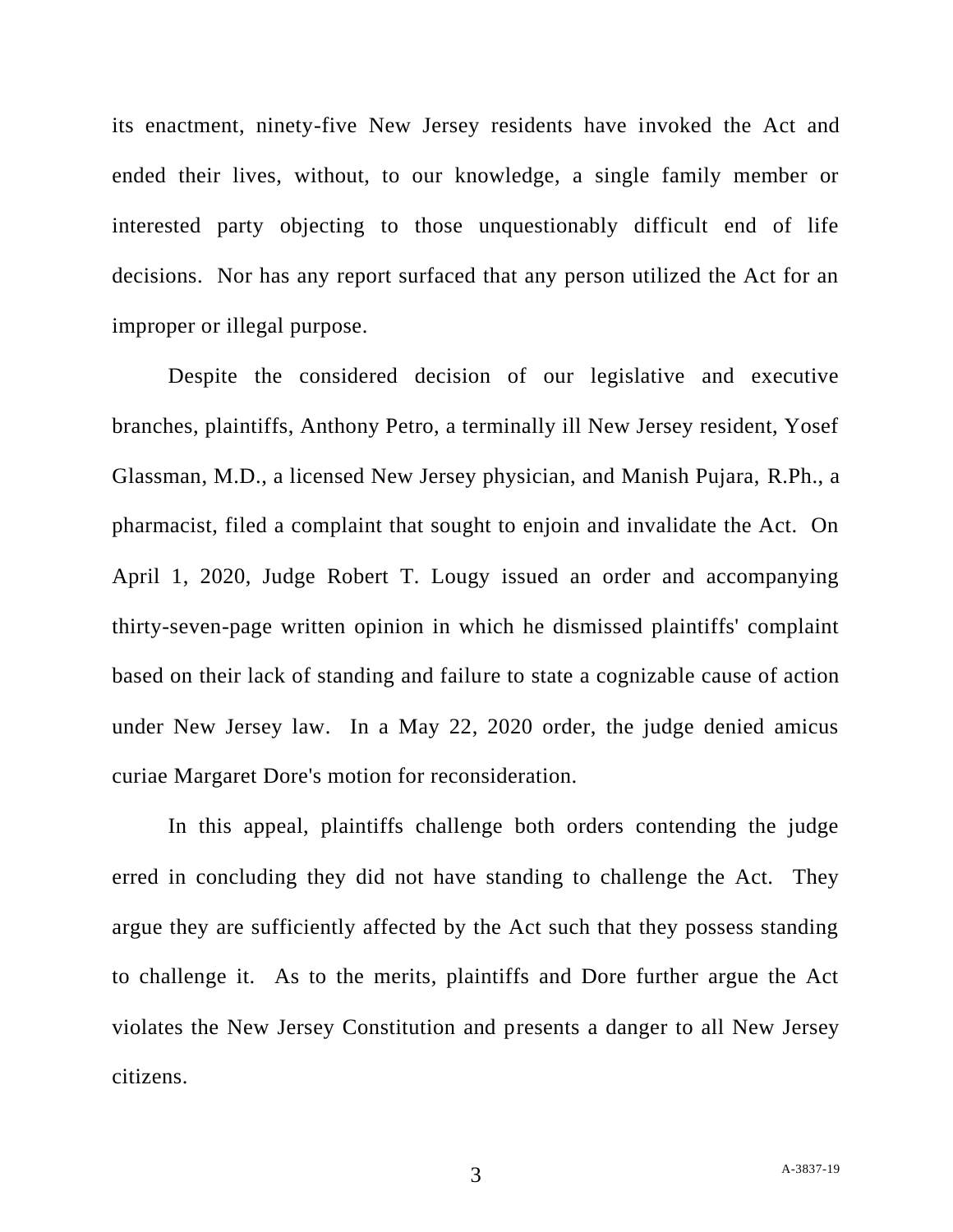its enactment, ninety-five New Jersey residents have invoked the Act and ended their lives, without, to our knowledge, a single family member or interested party objecting to those unquestionably difficult end of life decisions. Nor has any report surfaced that any person utilized the Act for an improper or illegal purpose.

Despite the considered decision of our legislative and executive branches, plaintiffs, Anthony Petro, a terminally ill New Jersey resident, Yosef Glassman, M.D., a licensed New Jersey physician, and Manish Pujara, R.Ph., a pharmacist, filed a complaint that sought to enjoin and invalidate the Act. On April 1, 2020, Judge Robert T. Lougy issued an order and accompanying thirty-seven-page written opinion in which he dismissed plaintiffs' complaint based on their lack of standing and failure to state a cognizable cause of action under New Jersey law. In a May 22, 2020 order, the judge denied amicus curiae Margaret Dore's motion for reconsideration.

In this appeal, plaintiffs challenge both orders contending the judge erred in concluding they did not have standing to challenge the Act. They argue they are sufficiently affected by the Act such that they possess standing to challenge it. As to the merits, plaintiffs and Dore further argue the Act violates the New Jersey Constitution and presents a danger to all New Jersey citizens.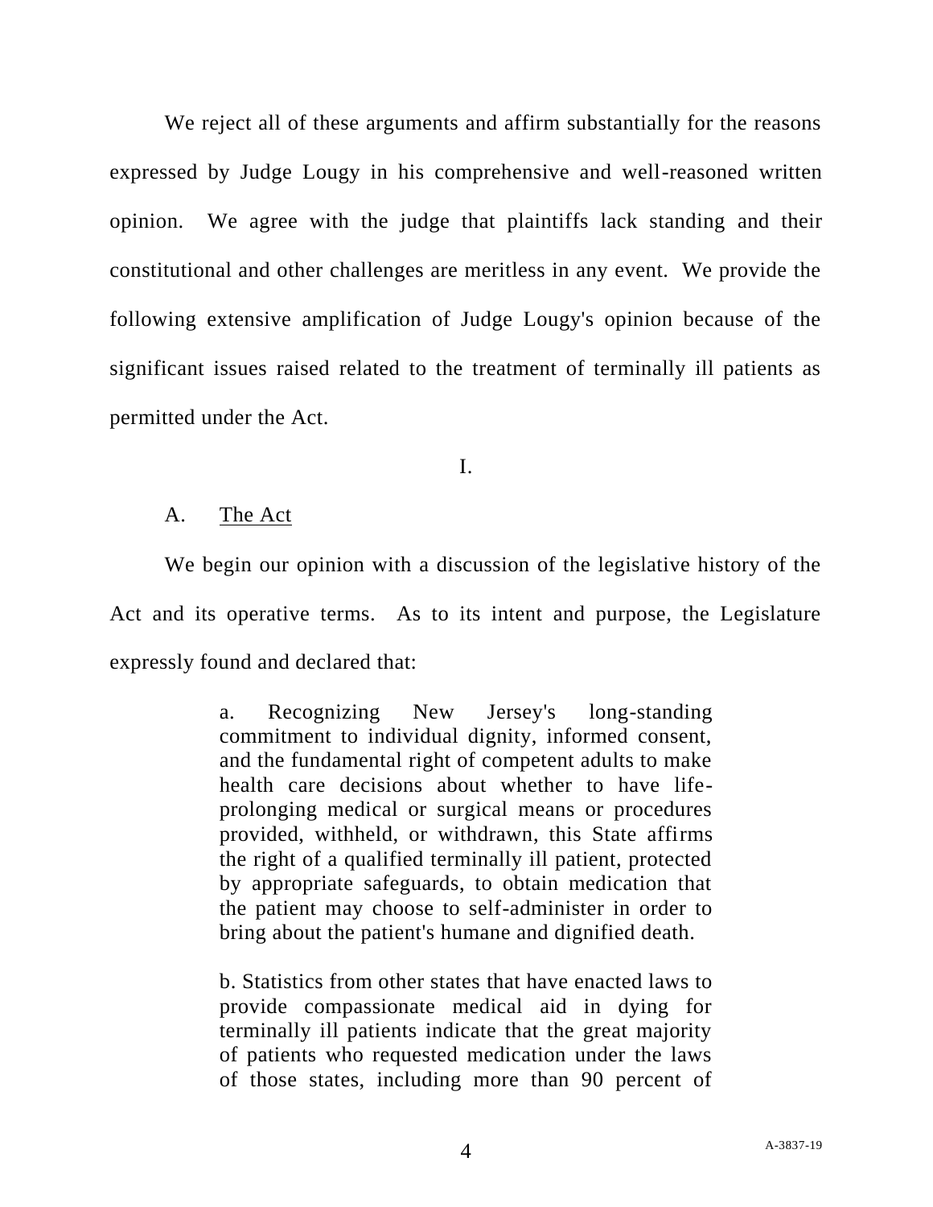We reject all of these arguments and affirm substantially for the reasons expressed by Judge Lougy in his comprehensive and well-reasoned written opinion. We agree with the judge that plaintiffs lack standing and their constitutional and other challenges are meritless in any event. We provide the following extensive amplification of Judge Lougy's opinion because of the significant issues raised related to the treatment of terminally ill patients as permitted under the Act.

I.

A. <u>The Act</u>

We begin our opinion with a discussion of the legislative history of the Act and its operative terms. As to its intent and purpose, the Legislature expressly found and declared that:

> a. Recognizing New Jersey's long-standing commitment to individual dignity, informed consent, and the fundamental right of competent adults to make health care decisions about whether to have life-prolonging medical or surgical means or procedures provided, withheld, or withdrawn, this State affirms the right of a qualified terminally ill patient, protected by appropriate safeguards, to obtain medication that the patient may choose to self-administer in order to bring about the patient's humane and dignified death.
>
> b. Statistics from other states that have enacted laws to provide compassionate medical aid in dying for terminally ill patients indicate that the great majority of patients who requested medication under the laws of those states, including more than 90 percent of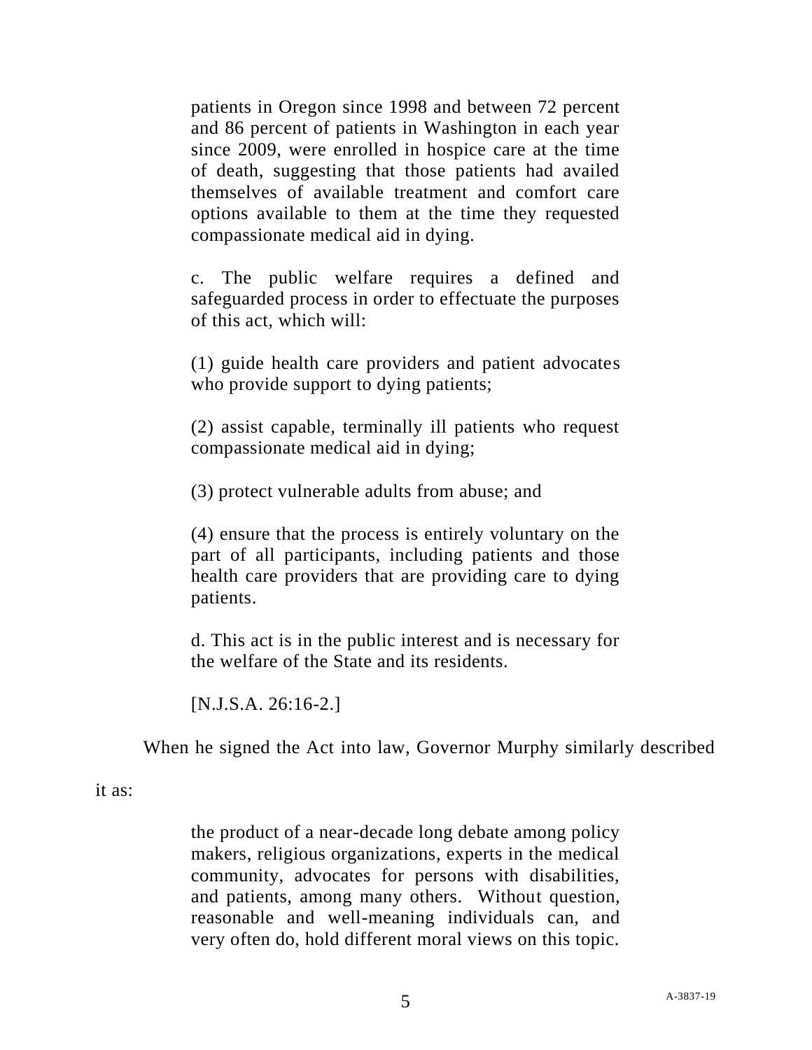> patients in Oregon since 1998 and between 72 percent and 86 percent of patients in Washington in each year since 2009, were enrolled in hospice care at the time of death, suggesting that those patients had availed themselves of available treatment and comfort care options available to them at the time they requested compassionate medical aid in dying.
>
> c. The public welfare requires a defined and safeguarded process in order to effectuate the purposes of this act, which will:
>
> (1) guide health care providers and patient advocates who provide support to dying patients;
>
> (2) assist capable, terminally ill patients who request compassionate medical aid in dying;
>
> (3) protect vulnerable adults from abuse; and
>
> (4) ensure that the process is entirely voluntary on the part of all participants, including patients and those health care providers that are providing care to dying patients.
>
> d. This act is in the public interest and is necessary for the welfare of the State and its residents.
>
> [N.J.S.A. 26:16-2.]

When he signed the Act into law, Governor Murphy similarly described it as:

> the product of a near-decade long debate among policy makers, religious organizations, experts in the medical community, advocates for persons with disabilities, and patients, among many others. Without question, reasonable and well-meaning individuals can, and very often do, hold different moral views on this topic.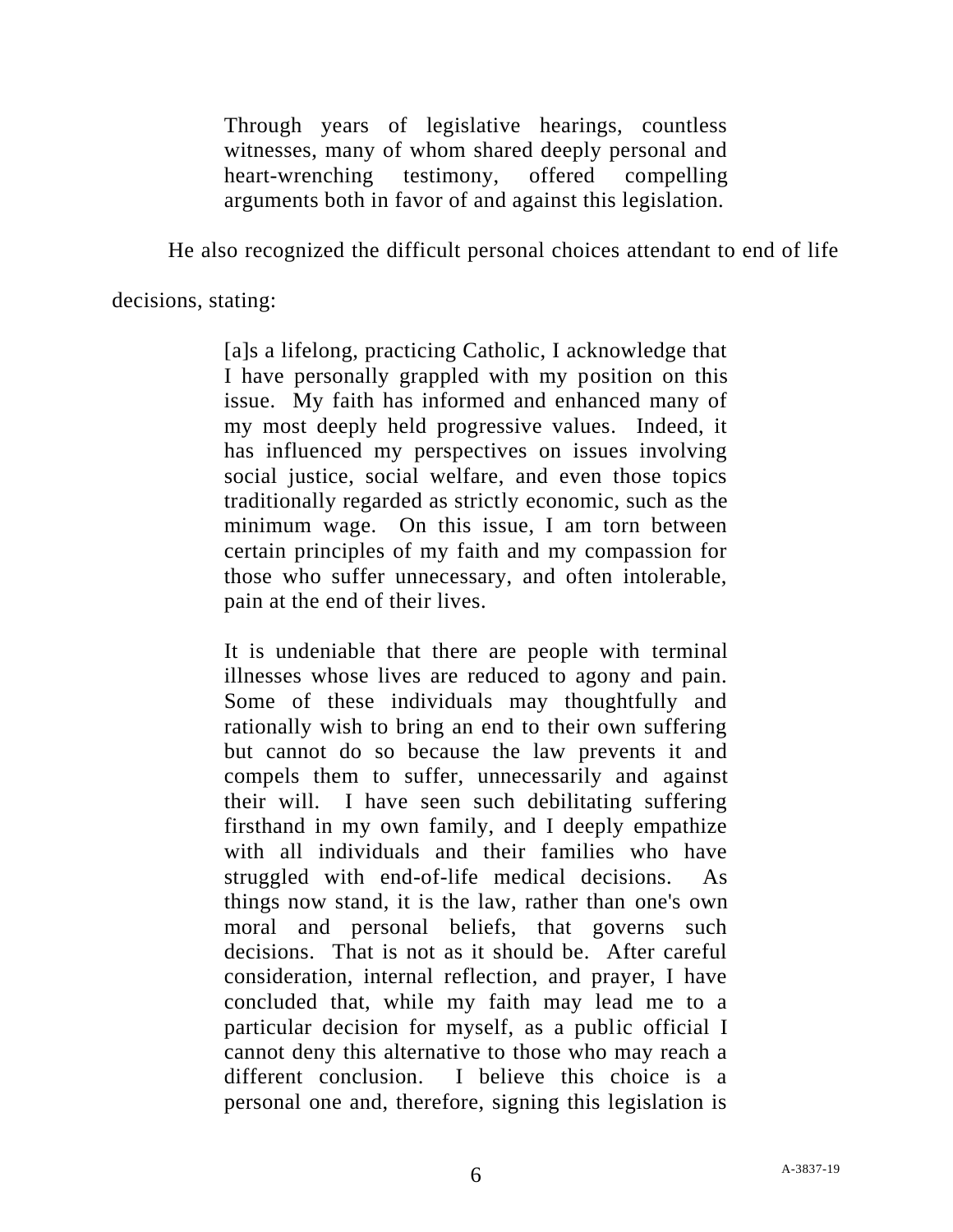> Through years of legislative hearings, countless witnesses, many of whom shared deeply personal and heart-wrenching testimony, offered compelling arguments both in favor of and against this legislation.

He also recognized the difficult personal choices attendant to end of life decisions, stating:

> [a]s a lifelong, practicing Catholic, I acknowledge that I have personally grappled with my position on this issue. My faith has informed and enhanced many of my most deeply held progressive values. Indeed, it has influenced my perspectives on issues involving social justice, social welfare, and even those topics traditionally regarded as strictly economic, such as the minimum wage. On this issue, I am torn between certain principles of my faith and my compassion for those who suffer unnecessary, and often intolerable, pain at the end of their lives.
>
> It is undeniable that there are people with terminal illnesses whose lives are reduced to agony and pain. Some of these individuals may thoughtfully and rationally wish to bring an end to their own suffering but cannot do so because the law prevents it and compels them to suffer, unnecessarily and against their will. I have seen such debilitating suffering firsthand in my own family, and I deeply empathize with all individuals and their families who have struggled with end-of-life medical decisions. As things now stand, it is the law, rather than one's own moral and personal beliefs, that governs such decisions. That is not as it should be. After careful consideration, internal reflection, and prayer, I have concluded that, while my faith may lead me to a particular decision for myself, as a public official I cannot deny this alternative to those who may reach a different conclusion. I believe this choice is a personal one and, therefore, signing this legislation is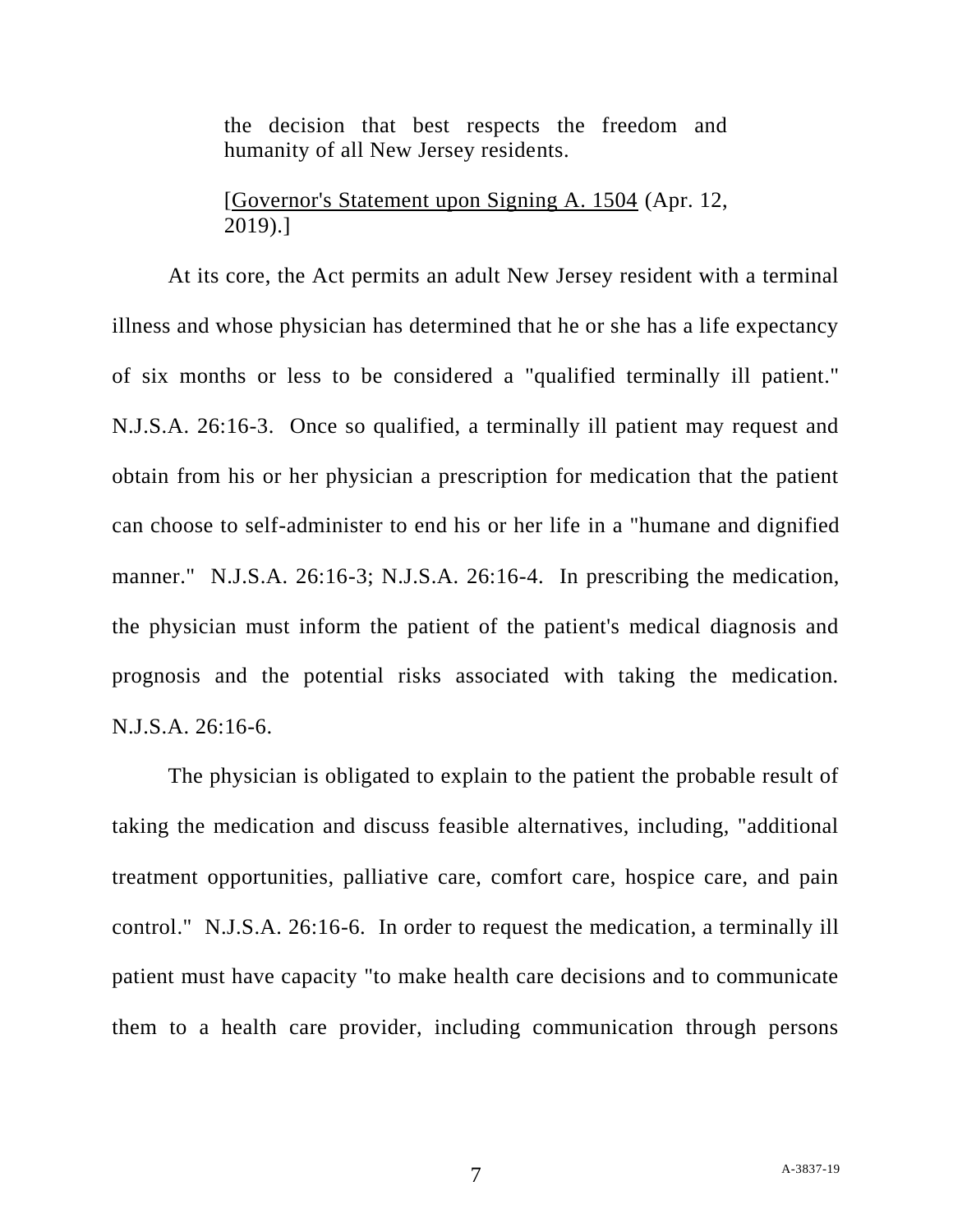> the decision that best respects the freedom and humanity of all New Jersey residents.
>
> [Governor's Statement upon Signing A. 1504 (Apr. 12, 2019).]

At its core, the Act permits an adult New Jersey resident with a terminal illness and whose physician has determined that he or she has a life expectancy of six months or less to be considered a "qualified terminally ill patient." N.J.S.A. 26:16-3. Once so qualified, a terminally ill patient may request and obtain from his or her physician a prescription for medication that the patient can choose to self-administer to end his or her life in a "humane and dignified manner." N.J.S.A. 26:16-3; N.J.S.A. 26:16-4. In prescribing the medication, the physician must inform the patient of the patient's medical diagnosis and prognosis and the potential risks associated with taking the medication. N.J.S.A. 26:16-6.

The physician is obligated to explain to the patient the probable result of taking the medication and discuss feasible alternatives, including, "additional treatment opportunities, palliative care, comfort care, hospice care, and pain control." N.J.S.A. 26:16-6. In order to request the medication, a terminally ill patient must have capacity "to make health care decisions and to communicate them to a health care provider, including communication through persons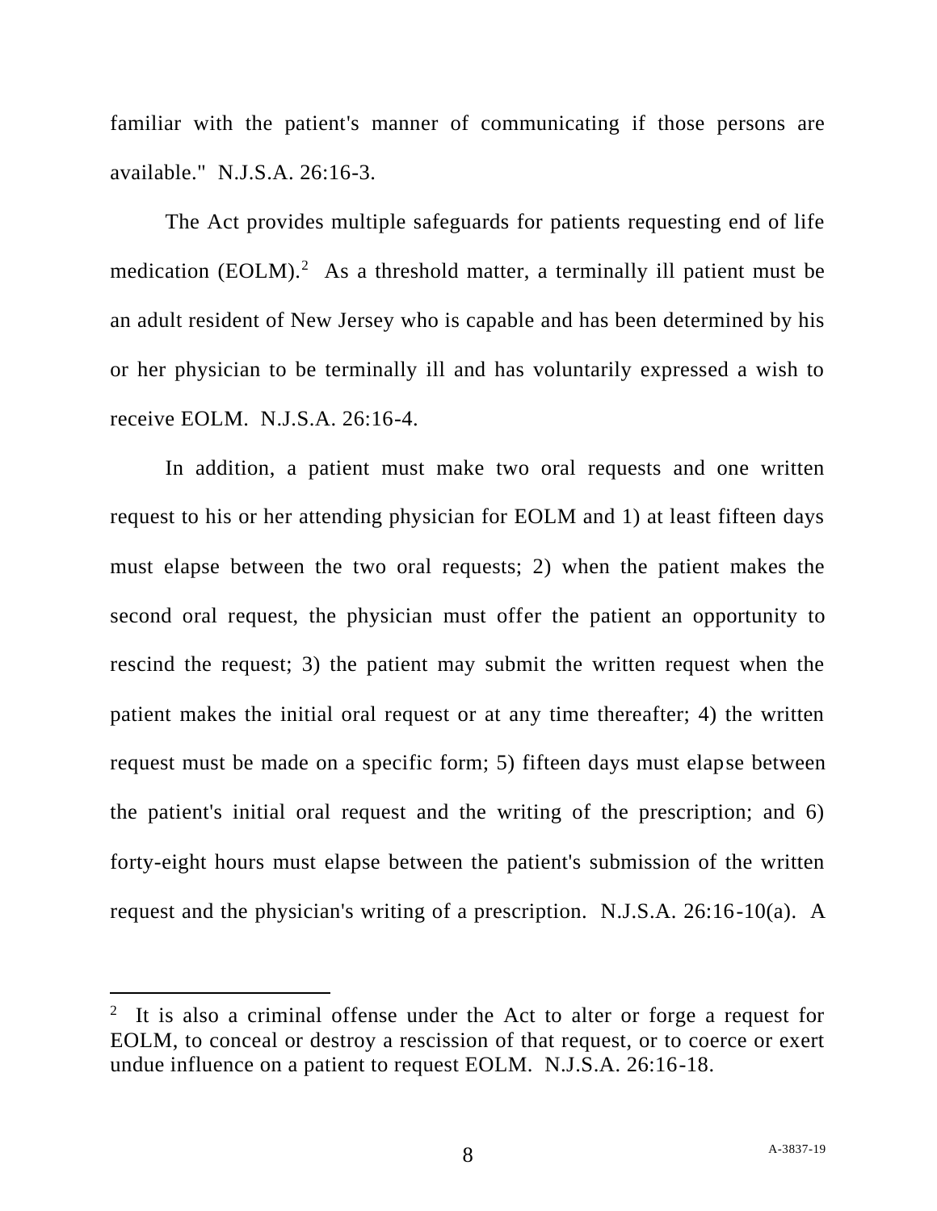familiar with the patient's manner of communicating if those persons are available." N.J.S.A. 26:16-3.

The Act provides multiple safeguards for patients requesting end of life medication (EOLM).[2] As a threshold matter, a terminally ill patient must be an adult resident of New Jersey who is capable and has been determined by his or her physician to be terminally ill and has voluntarily expressed a wish to receive EOLM. N.J.S.A. 26:16-4.

In addition, a patient must make two oral requests and one written request to his or her attending physician for EOLM and 1) at least fifteen days must elapse between the two oral requests; 2) when the patient makes the second oral request, the physician must offer the patient an opportunity to rescind the request; 3) the patient may submit the written request when the patient makes the initial oral request or at any time thereafter; 4) the written request must be made on a specific form; 5) fifteen days must elapse between the patient's initial oral request and the writing of the prescription; and 6) forty-eight hours must elapse between the patient's submission of the written request and the physician's writing of a prescription. N.J.S.A. 26:16-10(a). A

---

[2] It is also a criminal offense under the Act to alter or forge a request for EOLM, to conceal or destroy a rescission of that request, or to coerce or exert undue influence on a patient to request EOLM. N.J.S.A. 26:16-18.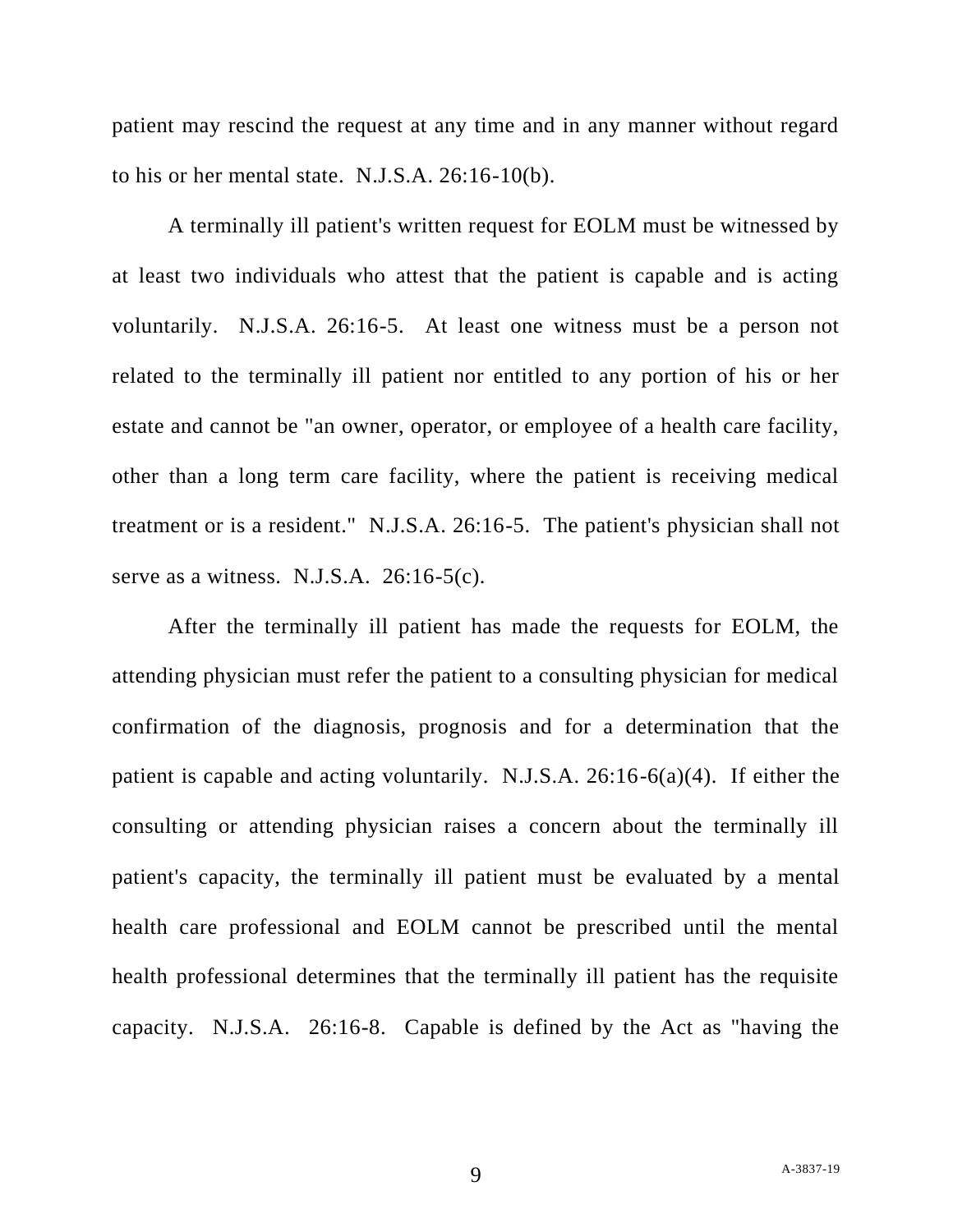patient may rescind the request at any time and in any manner without regard to his or her mental state. N.J.S.A. 26:16-10(b).

A terminally ill patient's written request for EOLM must be witnessed by at least two individuals who attest that the patient is capable and is acting voluntarily. N.J.S.A. 26:16-5. At least one witness must be a person not related to the terminally ill patient nor entitled to any portion of his or her estate and cannot be "an owner, operator, or employee of a health care facility, other than a long term care facility, where the patient is receiving medical treatment or is a resident." N.J.S.A. 26:16-5. The patient's physician shall not serve as a witness. N.J.S.A. 26:16-5(c).

After the terminally ill patient has made the requests for EOLM, the attending physician must refer the patient to a consulting physician for medical confirmation of the diagnosis, prognosis and for a determination that the patient is capable and acting voluntarily. N.J.S.A. 26:16-6(a)(4). If either the consulting or attending physician raises a concern about the terminally ill patient's capacity, the terminally ill patient must be evaluated by a mental health care professional and EOLM cannot be prescribed until the mental health professional determines that the terminally ill patient has the requisite capacity. N.J.S.A. 26:16-8. Capable is defined by the Act as "having the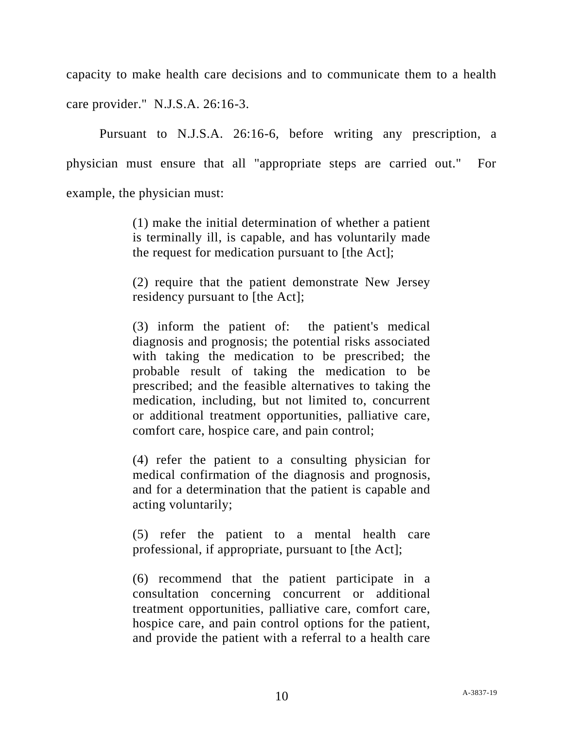capacity to make health care decisions and to communicate them to a health care provider." N.J.S.A. 26:16-3.

Pursuant to N.J.S.A. 26:16-6, before writing any prescription, a physician must ensure that all "appropriate steps are carried out." For example, the physician must:

> (1) make the initial determination of whether a patient is terminally ill, is capable, and has voluntarily made the request for medication pursuant to [the Act];
>
> (2) require that the patient demonstrate New Jersey residency pursuant to [the Act];
>
> (3) inform the patient of: the patient's medical diagnosis and prognosis; the potential risks associated with taking the medication to be prescribed; the probable result of taking the medication to be prescribed; and the feasible alternatives to taking the medication, including, but not limited to, concurrent or additional treatment opportunities, palliative care, comfort care, hospice care, and pain control;
>
> (4) refer the patient to a consulting physician for medical confirmation of the diagnosis and prognosis, and for a determination that the patient is capable and acting voluntarily;
>
> (5) refer the patient to a mental health care professional, if appropriate, pursuant to [the Act];
>
> (6) recommend that the patient participate in a consultation concerning concurrent or additional treatment opportunities, palliative care, comfort care, hospice care, and pain control options for the patient, and provide the patient with a referral to a health care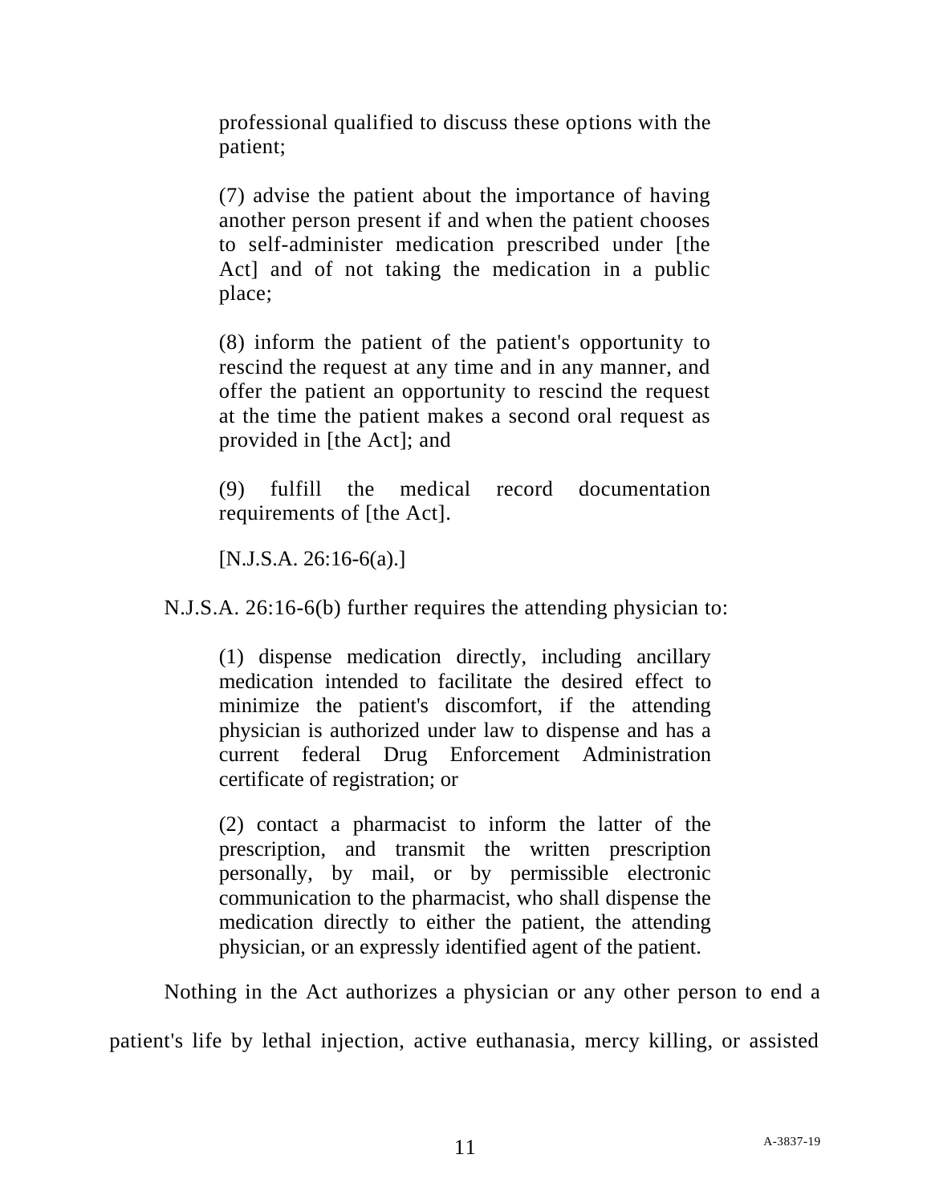> professional qualified to discuss these options with the patient;
>
> (7) advise the patient about the importance of having another person present if and when the patient chooses to self-administer medication prescribed under [the Act] and of not taking the medication in a public place;
>
> (8) inform the patient of the patient's opportunity to rescind the request at any time and in any manner, and offer the patient an opportunity to rescind the request at the time the patient makes a second oral request as provided in [the Act]; and
>
> (9) fulfill the medical record documentation requirements of [the Act].
>
> [N.J.S.A. 26:16-6(a).]

N.J.S.A. 26:16-6(b) further requires the attending physician to:

> (1) dispense medication directly, including ancillary medication intended to facilitate the desired effect to minimize the patient's discomfort, if the attending physician is authorized under law to dispense and has a current federal Drug Enforcement Administration certificate of registration; or
>
> (2) contact a pharmacist to inform the latter of the prescription, and transmit the written prescription personally, by mail, or by permissible electronic communication to the pharmacist, who shall dispense the medication directly to either the patient, the attending physician, or an expressly identified agent of the patient.

Nothing in the Act authorizes a physician or any other person to end a patient's life by lethal injection, active euthanasia, mercy killing, or assisted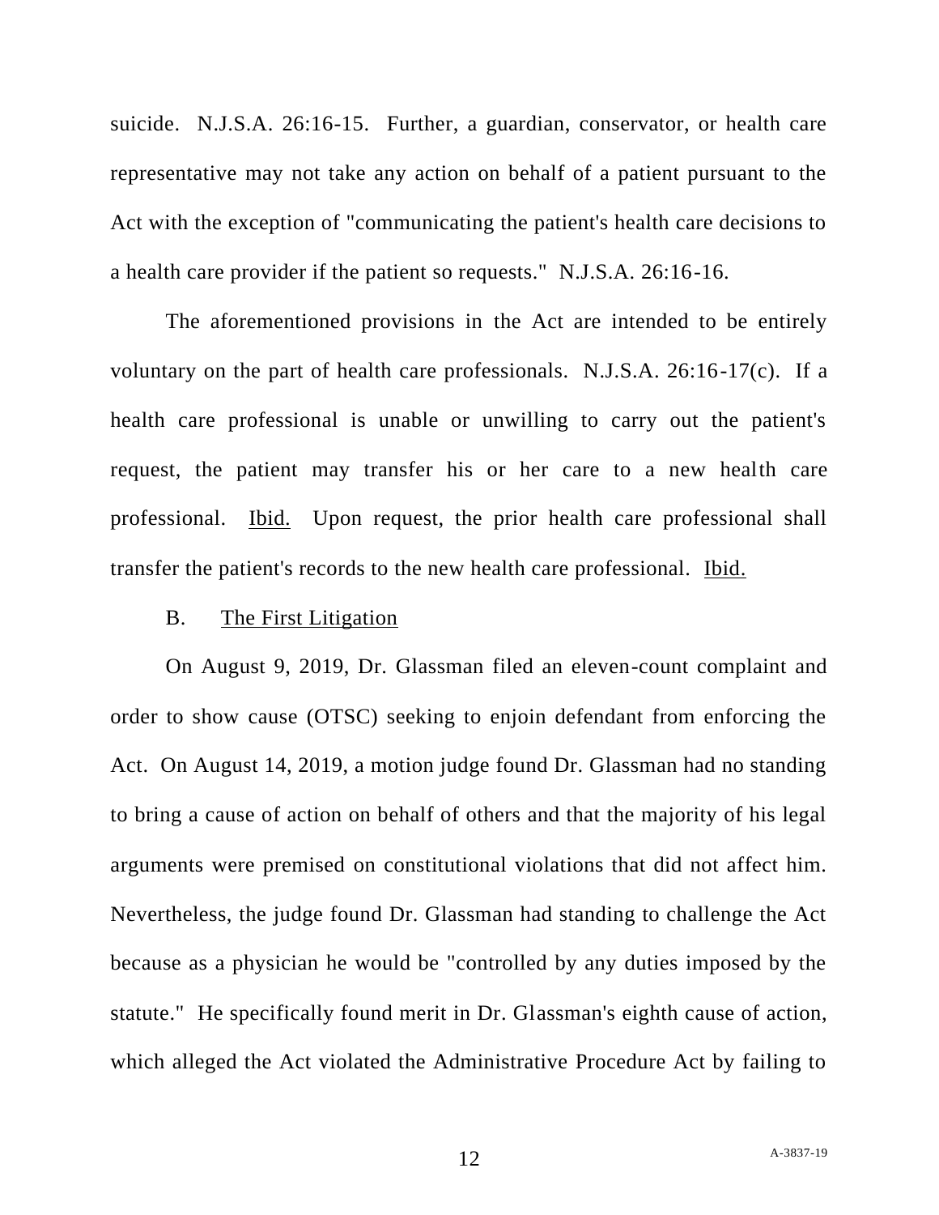suicide. N.J.S.A. 26:16-15. Further, a guardian, conservator, or health care representative may not take any action on behalf of a patient pursuant to the Act with the exception of "communicating the patient's health care decisions to a health care provider if the patient so requests." N.J.S.A. 26:16-16.

The aforementioned provisions in the Act are intended to be entirely voluntary on the part of health care professionals. N.J.S.A. 26:16-17(c). If a health care professional is unable or unwilling to carry out the patient's request, the patient may transfer his or her care to a new health care professional. Ibid. Upon request, the prior health care professional shall transfer the patient's records to the new health care professional. Ibid.

B. The First Litigation

On August 9, 2019, Dr. Glassman filed an eleven-count complaint and order to show cause (OTSC) seeking to enjoin defendant from enforcing the Act. On August 14, 2019, a motion judge found Dr. Glassman had no standing to bring a cause of action on behalf of others and that the majority of his legal arguments were premised on constitutional violations that did not affect him. Nevertheless, the judge found Dr. Glassman had standing to challenge the Act because as a physician he would be "controlled by any duties imposed by the statute." He specifically found merit in Dr. Glassman's eighth cause of action, which alleged the Act violated the Administrative Procedure Act by failing to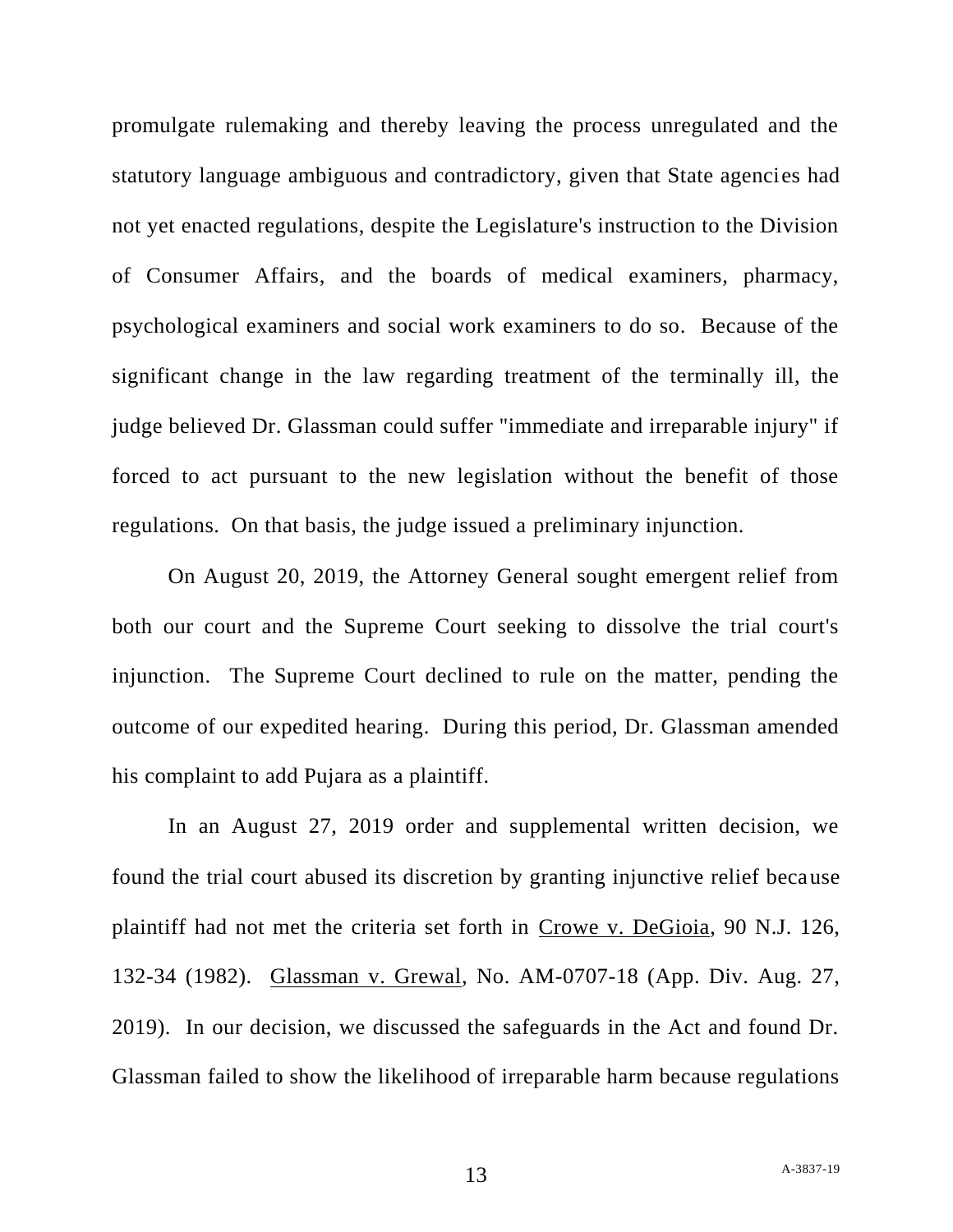promulgate rulemaking and thereby leaving the process unregulated and the statutory language ambiguous and contradictory, given that State agencies had not yet enacted regulations, despite the Legislature's instruction to the Division of Consumer Affairs, and the boards of medical examiners, pharmacy, psychological examiners and social work examiners to do so. Because of the significant change in the law regarding treatment of the terminally ill, the judge believed Dr. Glassman could suffer "immediate and irreparable injury" if forced to act pursuant to the new legislation without the benefit of those regulations. On that basis, the judge issued a preliminary injunction.

On August 20, 2019, the Attorney General sought emergent relief from both our court and the Supreme Court seeking to dissolve the trial court's injunction. The Supreme Court declined to rule on the matter, pending the outcome of our expedited hearing. During this period, Dr. Glassman amended his complaint to add Pujara as a plaintiff.

In an August 27, 2019 order and supplemental written decision, we found the trial court abused its discretion by granting injunctive relief because plaintiff had not met the criteria set forth in <u>Crowe v. DeGioia</u>, 90 N.J. 126, 132-34 (1982). <u>Glassman v. Grewal</u>, No. AM-0707-18 (App. Div. Aug. 27, 2019). In our decision, we discussed the safeguards in the Act and found Dr. Glassman failed to show the likelihood of irreparable harm because regulations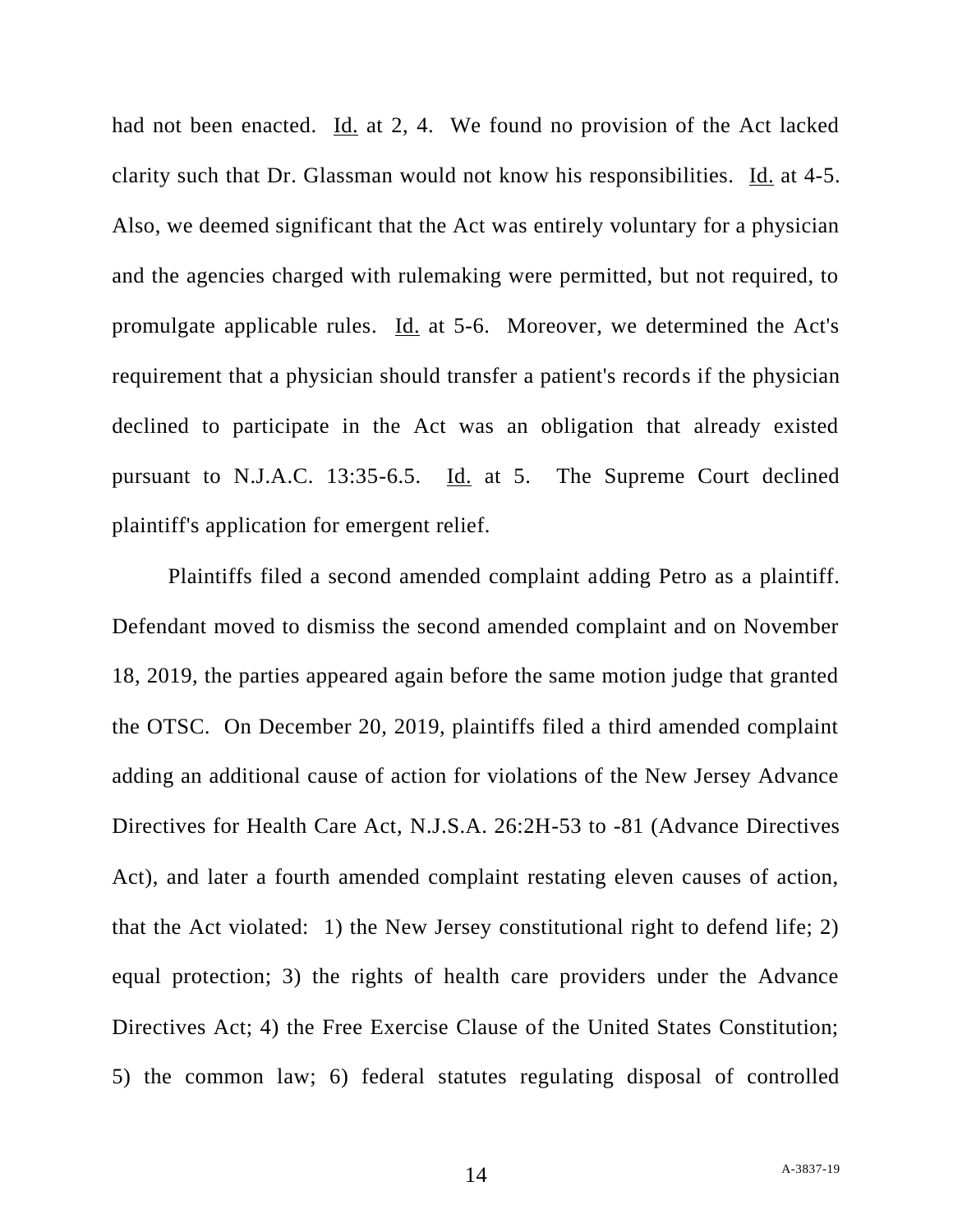had not been enacted. Id. at 2, 4. We found no provision of the Act lacked clarity such that Dr. Glassman would not know his responsibilities. Id. at 4-5. Also, we deemed significant that the Act was entirely voluntary for a physician and the agencies charged with rulemaking were permitted, but not required, to promulgate applicable rules. Id. at 5-6. Moreover, we determined the Act's requirement that a physician should transfer a patient's records if the physician declined to participate in the Act was an obligation that already existed pursuant to N.J.A.C. 13:35-6.5. Id. at 5. The Supreme Court declined plaintiff's application for emergent relief.

Plaintiffs filed a second amended complaint adding Petro as a plaintiff. Defendant moved to dismiss the second amended complaint and on November 18, 2019, the parties appeared again before the same motion judge that granted the OTSC. On December 20, 2019, plaintiffs filed a third amended complaint adding an additional cause of action for violations of the New Jersey Advance Directives for Health Care Act, N.J.S.A. 26:2H-53 to -81 (Advance Directives Act), and later a fourth amended complaint restating eleven causes of action, that the Act violated: 1) the New Jersey constitutional right to defend life; 2) equal protection; 3) the rights of health care providers under the Advance Directives Act; 4) the Free Exercise Clause of the United States Constitution; 5) the common law; 6) federal statutes regulating disposal of controlled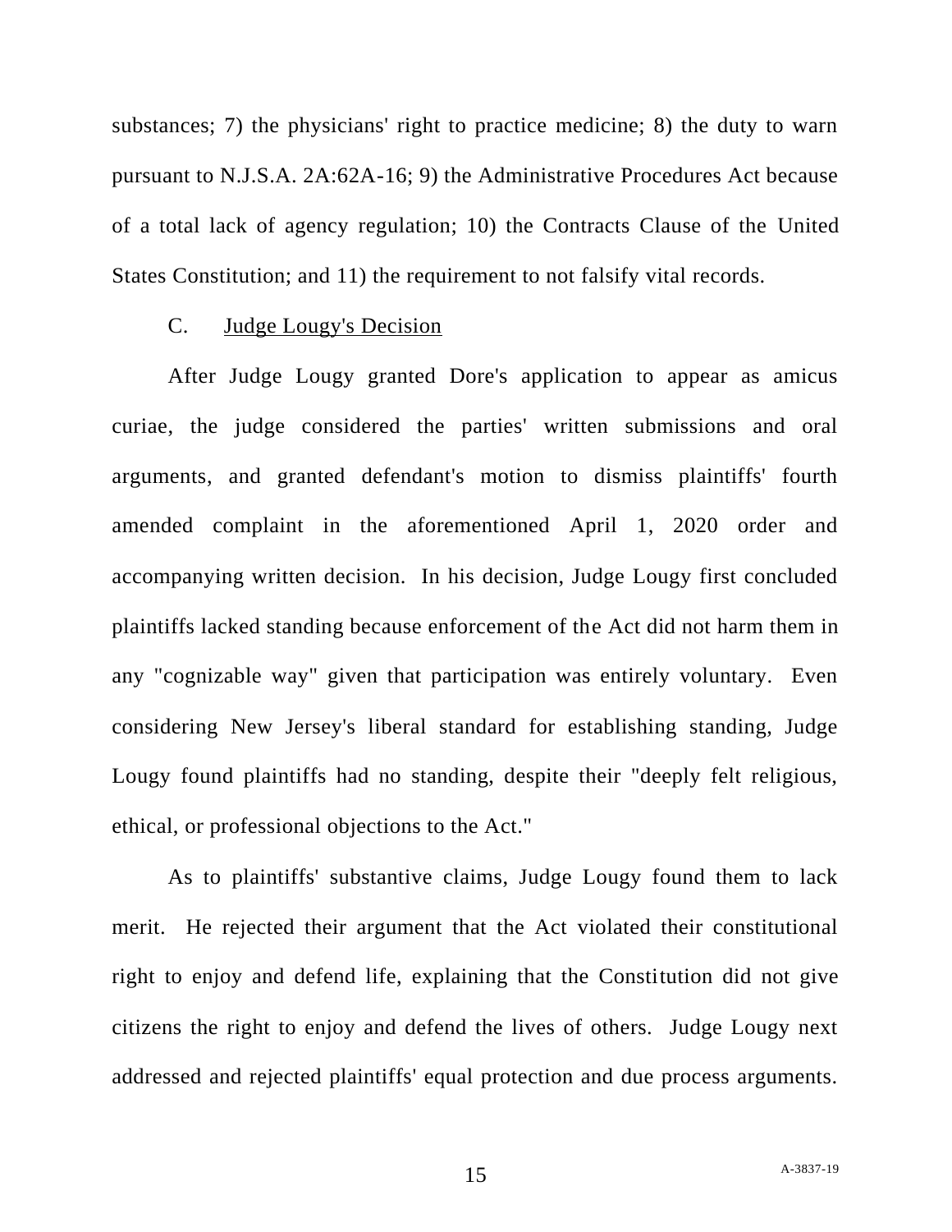substances; 7) the physicians' right to practice medicine; 8) the duty to warn pursuant to N.J.S.A. 2A:62A-16; 9) the Administrative Procedures Act because of a total lack of agency regulation; 10) the Contracts Clause of the United States Constitution; and 11) the requirement to not falsify vital records.

### C. Judge Lougy's Decision

After Judge Lougy granted Dore's application to appear as amicus curiae, the judge considered the parties' written submissions and oral arguments, and granted defendant's motion to dismiss plaintiffs' fourth amended complaint in the aforementioned April 1, 2020 order and accompanying written decision. In his decision, Judge Lougy first concluded plaintiffs lacked standing because enforcement of the Act did not harm them in any "cognizable way" given that participation was entirely voluntary. Even considering New Jersey's liberal standard for establishing standing, Judge Lougy found plaintiffs had no standing, despite their "deeply felt religious, ethical, or professional objections to the Act."

As to plaintiffs' substantive claims, Judge Lougy found them to lack merit. He rejected their argument that the Act violated their constitutional right to enjoy and defend life, explaining that the Constitution did not give citizens the right to enjoy and defend the lives of others. Judge Lougy next addressed and rejected plaintiffs' equal protection and due process arguments.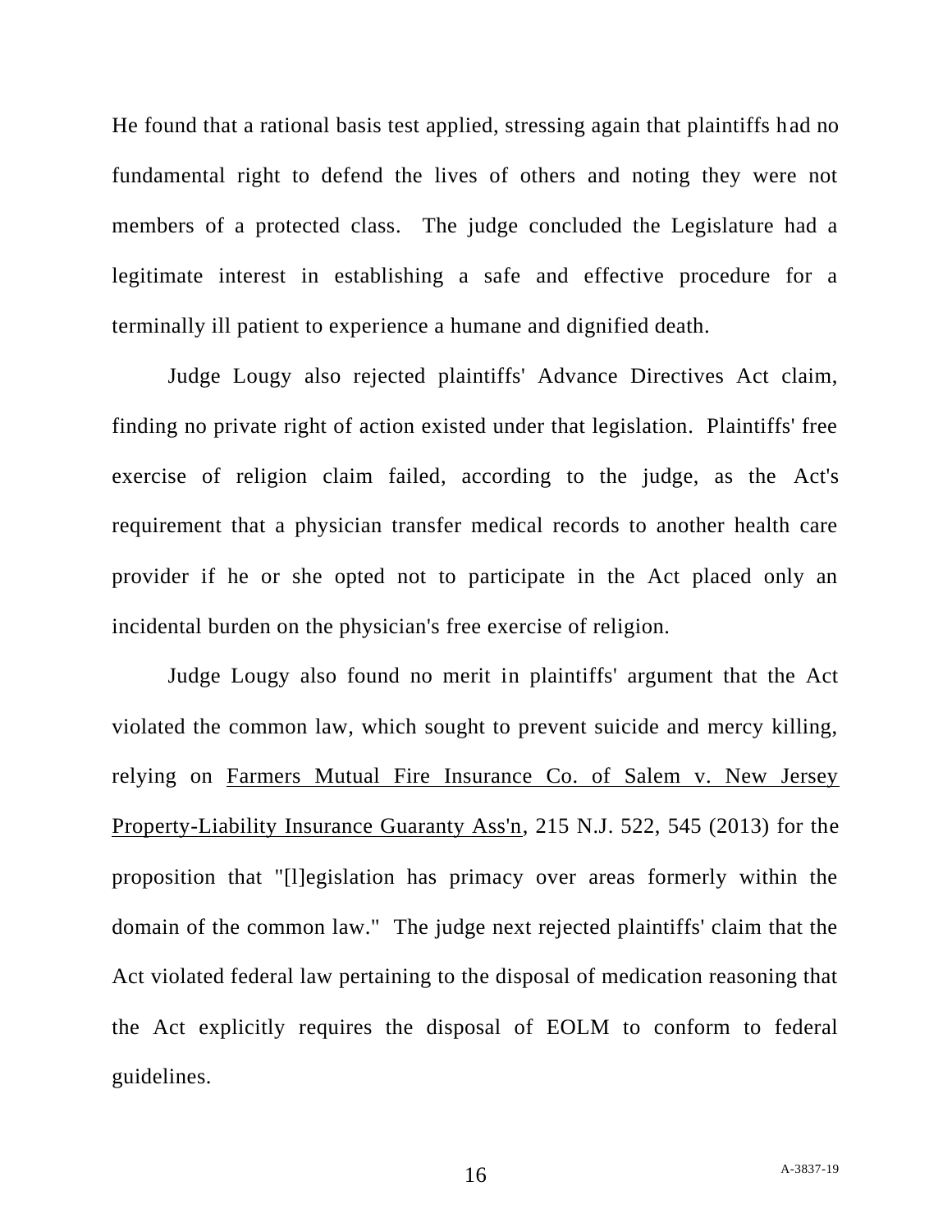He found that a rational basis test applied, stressing again that plaintiffs had no fundamental right to defend the lives of others and noting they were not members of a protected class. The judge concluded the Legislature had a legitimate interest in establishing a safe and effective procedure for a terminally ill patient to experience a humane and dignified death.

Judge Lougy also rejected plaintiffs' Advance Directives Act claim, finding no private right of action existed under that legislation. Plaintiffs' free exercise of religion claim failed, according to the judge, as the Act's requirement that a physician transfer medical records to another health care provider if he or she opted not to participate in the Act placed only an incidental burden on the physician's free exercise of religion.

Judge Lougy also found no merit in plaintiffs' argument that the Act violated the common law, which sought to prevent suicide and mercy killing, relying on Farmers Mutual Fire Insurance Co. of Salem v. New Jersey Property-Liability Insurance Guaranty Ass'n, 215 N.J. 522, 545 (2013) for the proposition that "[l]egislation has primacy over areas formerly within the domain of the common law." The judge next rejected plaintiffs' claim that the Act violated federal law pertaining to the disposal of medication reasoning that the Act explicitly requires the disposal of EOLM to conform to federal guidelines.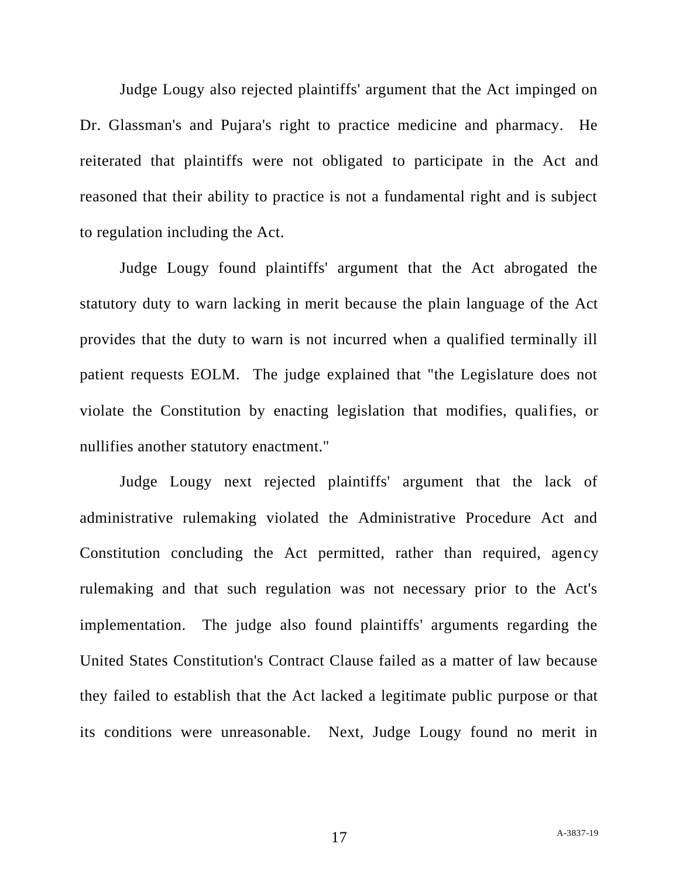Judge Lougy also rejected plaintiffs' argument that the Act impinged on Dr. Glassman's and Pujara's right to practice medicine and pharmacy. He reiterated that plaintiffs were not obligated to participate in the Act and reasoned that their ability to practice is not a fundamental right and is subject to regulation including the Act.

Judge Lougy found plaintiffs' argument that the Act abrogated the statutory duty to warn lacking in merit because the plain language of the Act provides that the duty to warn is not incurred when a qualified terminally ill patient requests EOLM. The judge explained that "the Legislature does not violate the Constitution by enacting legislation that modifies, qualifies, or nullifies another statutory enactment."

Judge Lougy next rejected plaintiffs' argument that the lack of administrative rulemaking violated the Administrative Procedure Act and Constitution concluding the Act permitted, rather than required, agency rulemaking and that such regulation was not necessary prior to the Act's implementation. The judge also found plaintiffs' arguments regarding the United States Constitution's Contract Clause failed as a matter of law because they failed to establish that the Act lacked a legitimate public purpose or that its conditions were unreasonable. Next, Judge Lougy found no merit in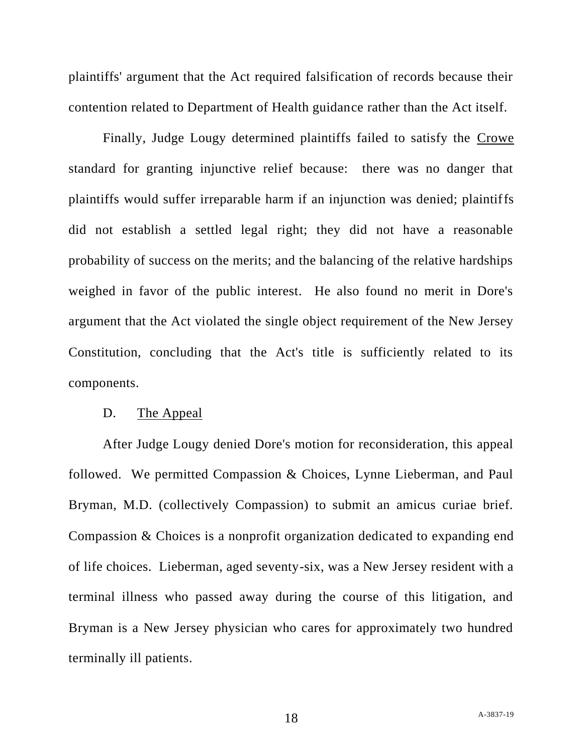plaintiffs' argument that the Act required falsification of records because their contention related to Department of Health guidance rather than the Act itself.

Finally, Judge Lougy determined plaintiffs failed to satisfy the Crowe standard for granting injunctive relief because: there was no danger that plaintiffs would suffer irreparable harm if an injunction was denied; plaintiffs did not establish a settled legal right; they did not have a reasonable probability of success on the merits; and the balancing of the relative hardships weighed in favor of the public interest. He also found no merit in Dore's argument that the Act violated the single object requirement of the New Jersey Constitution, concluding that the Act's title is sufficiently related to its components.

### D. The Appeal

After Judge Lougy denied Dore's motion for reconsideration, this appeal followed. We permitted Compassion & Choices, Lynne Lieberman, and Paul Bryman, M.D. (collectively Compassion) to submit an amicus curiae brief. Compassion & Choices is a nonprofit organization dedicated to expanding end of life choices. Lieberman, aged seventy-six, was a New Jersey resident with a terminal illness who passed away during the course of this litigation, and Bryman is a New Jersey physician who cares for approximately two hundred terminally ill patients.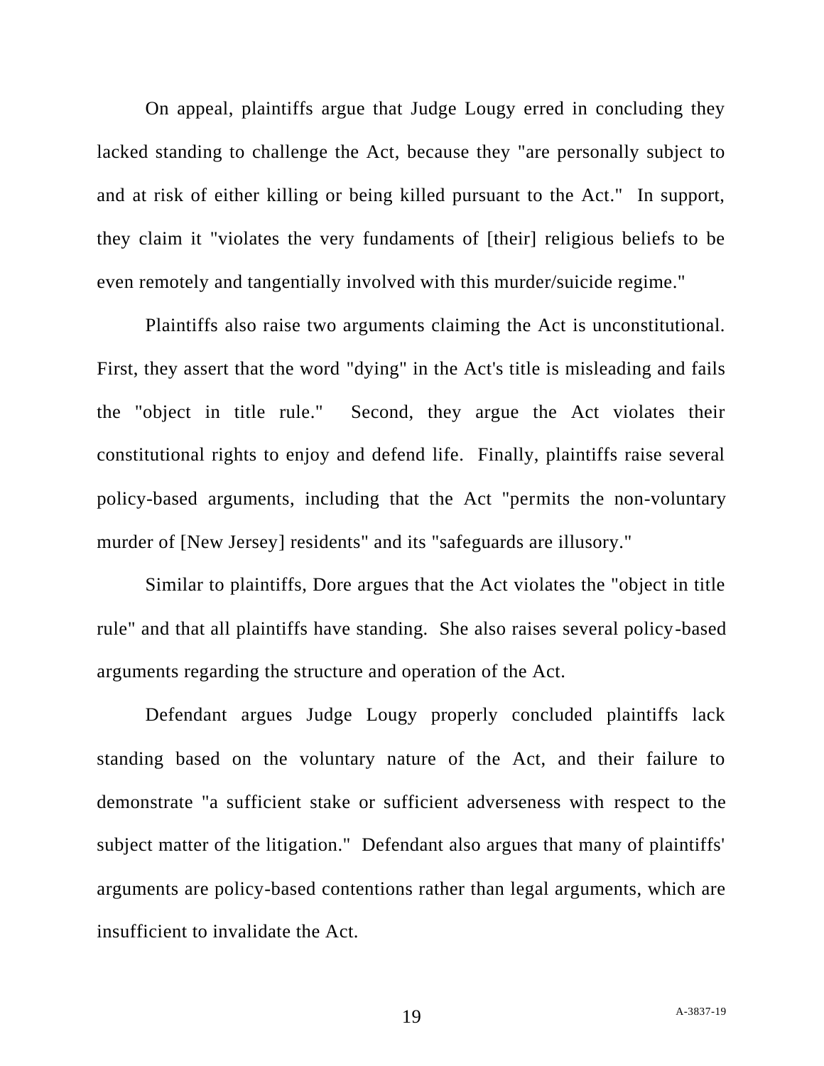On appeal, plaintiffs argue that Judge Lougy erred in concluding they lacked standing to challenge the Act, because they "are personally subject to and at risk of either killing or being killed pursuant to the Act." In support, they claim it "violates the very fundaments of [their] religious beliefs to be even remotely and tangentially involved with this murder/suicide regime."

Plaintiffs also raise two arguments claiming the Act is unconstitutional. First, they assert that the word "dying" in the Act's title is misleading and fails the "object in title rule." Second, they argue the Act violates their constitutional rights to enjoy and defend life. Finally, plaintiffs raise several policy-based arguments, including that the Act "permits the non-voluntary murder of [New Jersey] residents" and its "safeguards are illusory."

Similar to plaintiffs, Dore argues that the Act violates the "object in title rule" and that all plaintiffs have standing. She also raises several policy-based arguments regarding the structure and operation of the Act.

Defendant argues Judge Lougy properly concluded plaintiffs lack standing based on the voluntary nature of the Act, and their failure to demonstrate "a sufficient stake or sufficient adverseness with respect to the subject matter of the litigation." Defendant also argues that many of plaintiffs' arguments are policy-based contentions rather than legal arguments, which are insufficient to invalidate the Act.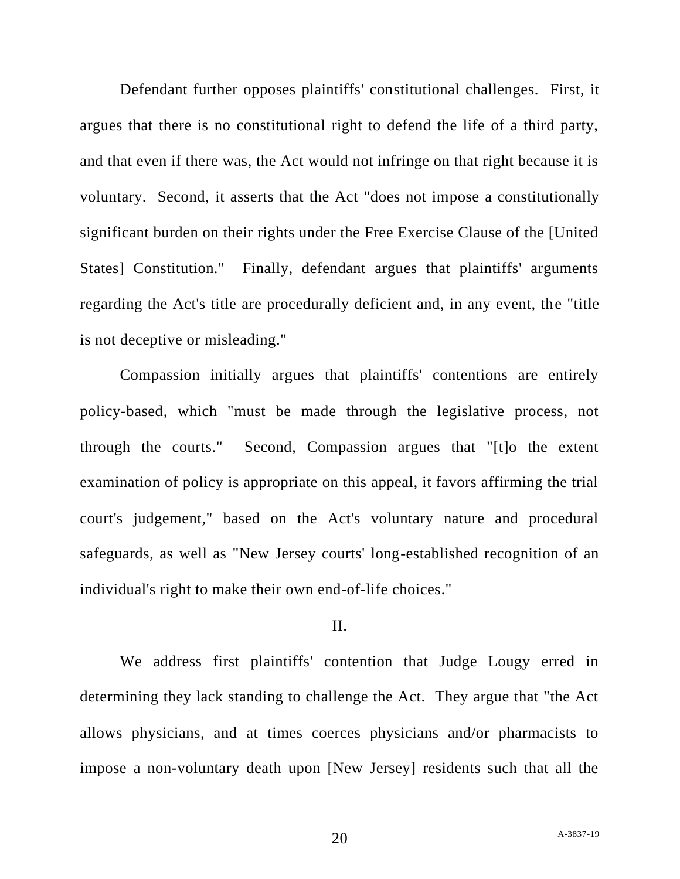Defendant further opposes plaintiffs' constitutional challenges. First, it argues that there is no constitutional right to defend the life of a third party, and that even if there was, the Act would not infringe on that right because it is voluntary. Second, it asserts that the Act "does not impose a constitutionally significant burden on their rights under the Free Exercise Clause of the [United States] Constitution." Finally, defendant argues that plaintiffs' arguments regarding the Act's title are procedurally deficient and, in any event, the "title is not deceptive or misleading."

Compassion initially argues that plaintiffs' contentions are entirely policy-based, which "must be made through the legislative process, not through the courts." Second, Compassion argues that "[t]o the extent examination of policy is appropriate on this appeal, it favors affirming the trial court's judgement," based on the Act's voluntary nature and procedural safeguards, as well as "New Jersey courts' long-established recognition of an individual's right to make their own end-of-life choices."

II.

We address first plaintiffs' contention that Judge Lougy erred in determining they lack standing to challenge the Act. They argue that "the Act allows physicians, and at times coerces physicians and/or pharmacists to impose a non-voluntary death upon [New Jersey] residents such that all the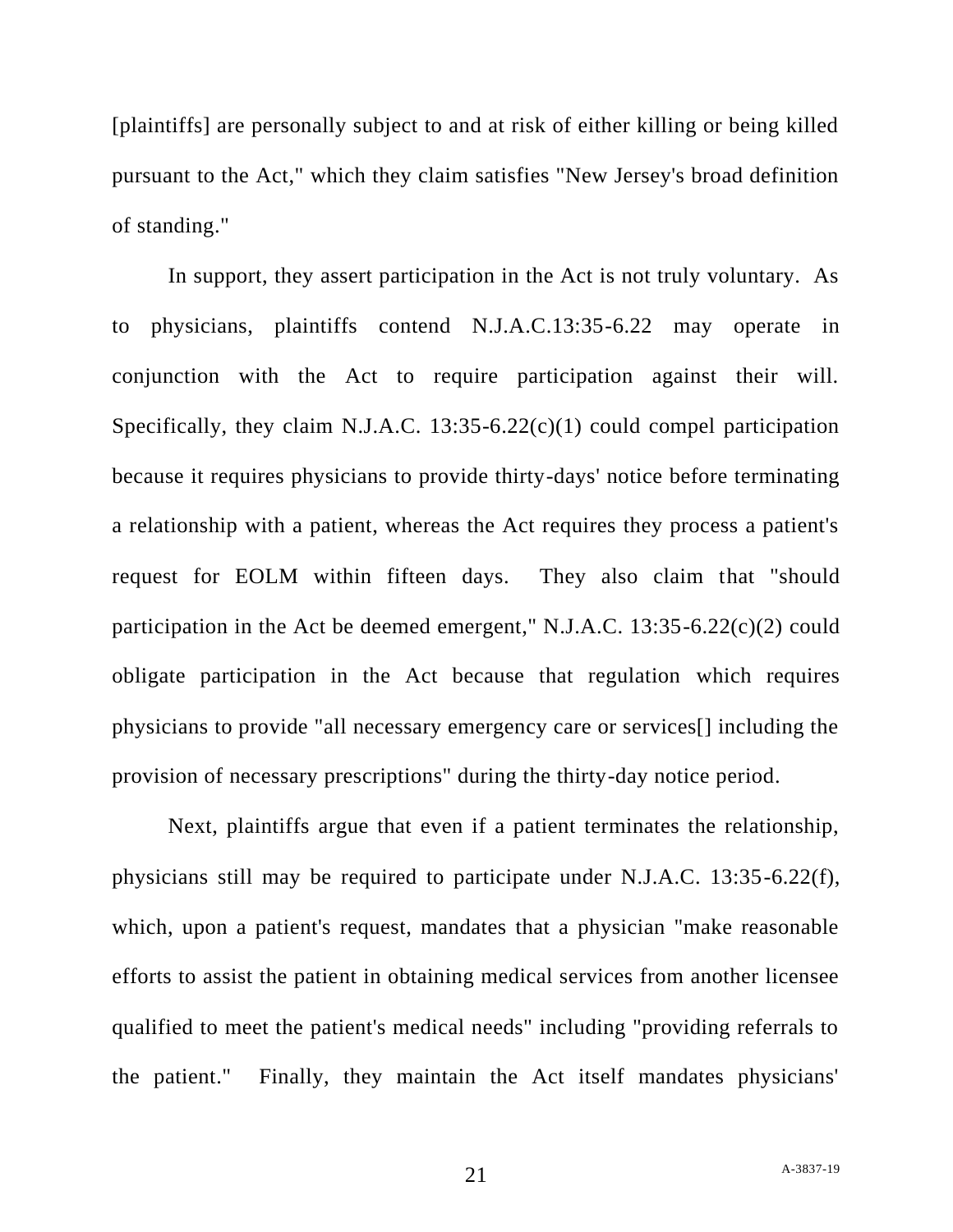[plaintiffs] are personally subject to and at risk of either killing or being killed pursuant to the Act," which they claim satisfies "New Jersey's broad definition of standing."

In support, they assert participation in the Act is not truly voluntary. As to physicians, plaintiffs contend N.J.A.C.13:35-6.22 may operate in conjunction with the Act to require participation against their will. Specifically, they claim N.J.A.C. 13:35-6.22(c)(1) could compel participation because it requires physicians to provide thirty-days' notice before terminating a relationship with a patient, whereas the Act requires they process a patient's request for EOLM within fifteen days. They also claim that "should participation in the Act be deemed emergent," N.J.A.C. 13:35-6.22(c)(2) could obligate participation in the Act because that regulation which requires physicians to provide "all necessary emergency care or services[] including the provision of necessary prescriptions" during the thirty-day notice period.

Next, plaintiffs argue that even if a patient terminates the relationship, physicians still may be required to participate under N.J.A.C. 13:35-6.22(f), which, upon a patient's request, mandates that a physician "make reasonable efforts to assist the patient in obtaining medical services from another licensee qualified to meet the patient's medical needs" including "providing referrals to the patient." Finally, they maintain the Act itself mandates physicians'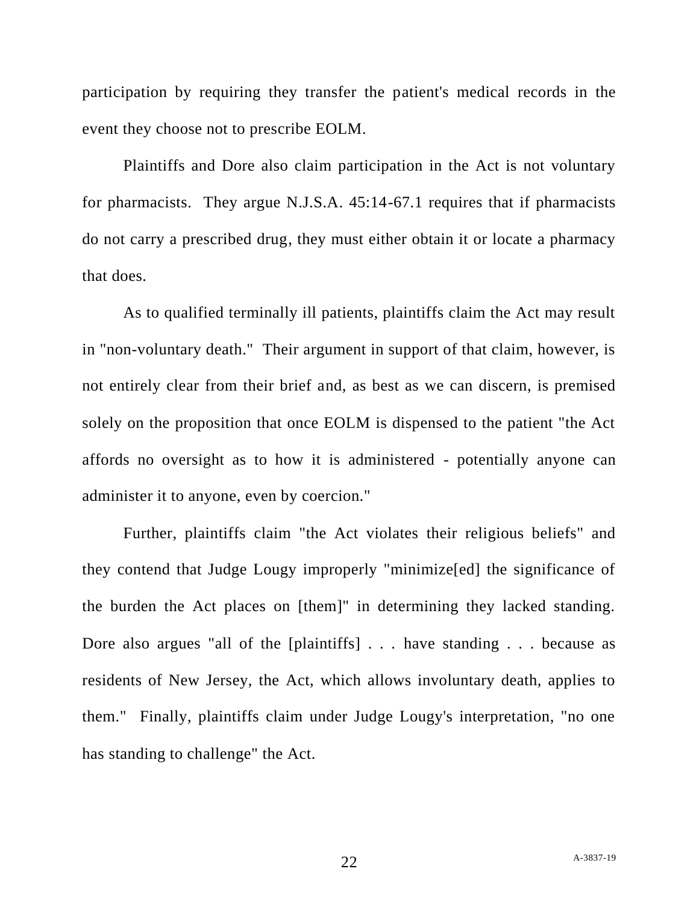participation by requiring they transfer the patient's medical records in the event they choose not to prescribe EOLM.

Plaintiffs and Dore also claim participation in the Act is not voluntary for pharmacists. They argue N.J.S.A. 45:14-67.1 requires that if pharmacists do not carry a prescribed drug, they must either obtain it or locate a pharmacy that does.

As to qualified terminally ill patients, plaintiffs claim the Act may result in "non-voluntary death." Their argument in support of that claim, however, is not entirely clear from their brief and, as best as we can discern, is premised solely on the proposition that once EOLM is dispensed to the patient "the Act affords no oversight as to how it is administered - potentially anyone can administer it to anyone, even by coercion."

Further, plaintiffs claim "the Act violates their religious beliefs" and they contend that Judge Lougy improperly "minimize[ed] the significance of the burden the Act places on [them]" in determining they lacked standing. Dore also argues "all of the [plaintiffs] . . . have standing . . . because as residents of New Jersey, the Act, which allows involuntary death, applies to them." Finally, plaintiffs claim under Judge Lougy's interpretation, "no one has standing to challenge" the Act.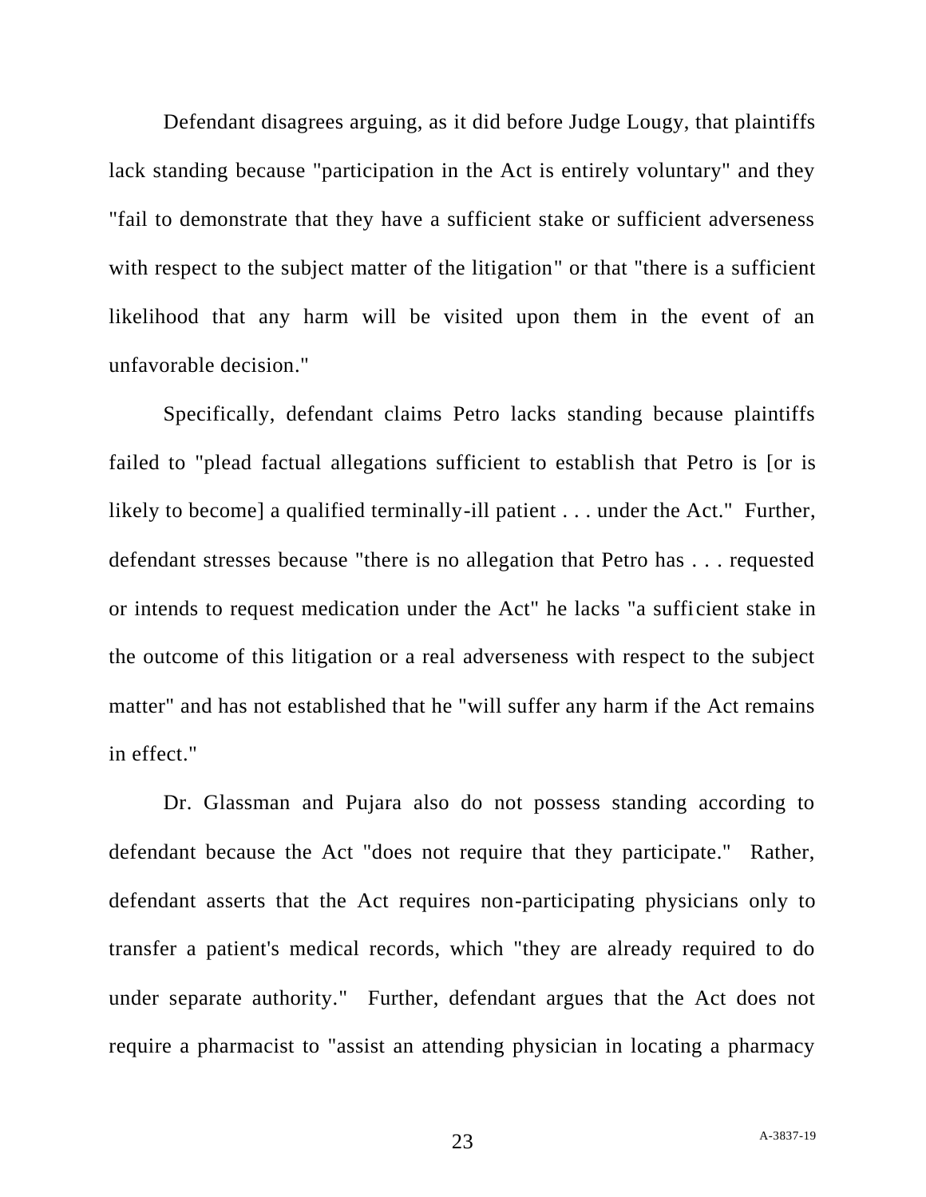Defendant disagrees arguing, as it did before Judge Lougy, that plaintiffs lack standing because "participation in the Act is entirely voluntary" and they "fail to demonstrate that they have a sufficient stake or sufficient adverseness with respect to the subject matter of the litigation" or that "there is a sufficient likelihood that any harm will be visited upon them in the event of an unfavorable decision."

Specifically, defendant claims Petro lacks standing because plaintiffs failed to "plead factual allegations sufficient to establish that Petro is [or is likely to become] a qualified terminally-ill patient . . . under the Act." Further, defendant stresses because "there is no allegation that Petro has . . . requested or intends to request medication under the Act" he lacks "a sufficient stake in the outcome of this litigation or a real adverseness with respect to the subject matter" and has not established that he "will suffer any harm if the Act remains in effect."

Dr. Glassman and Pujara also do not possess standing according to defendant because the Act "does not require that they participate." Rather, defendant asserts that the Act requires non-participating physicians only to transfer a patient's medical records, which "they are already required to do under separate authority." Further, defendant argues that the Act does not require a pharmacist to "assist an attending physician in locating a pharmacy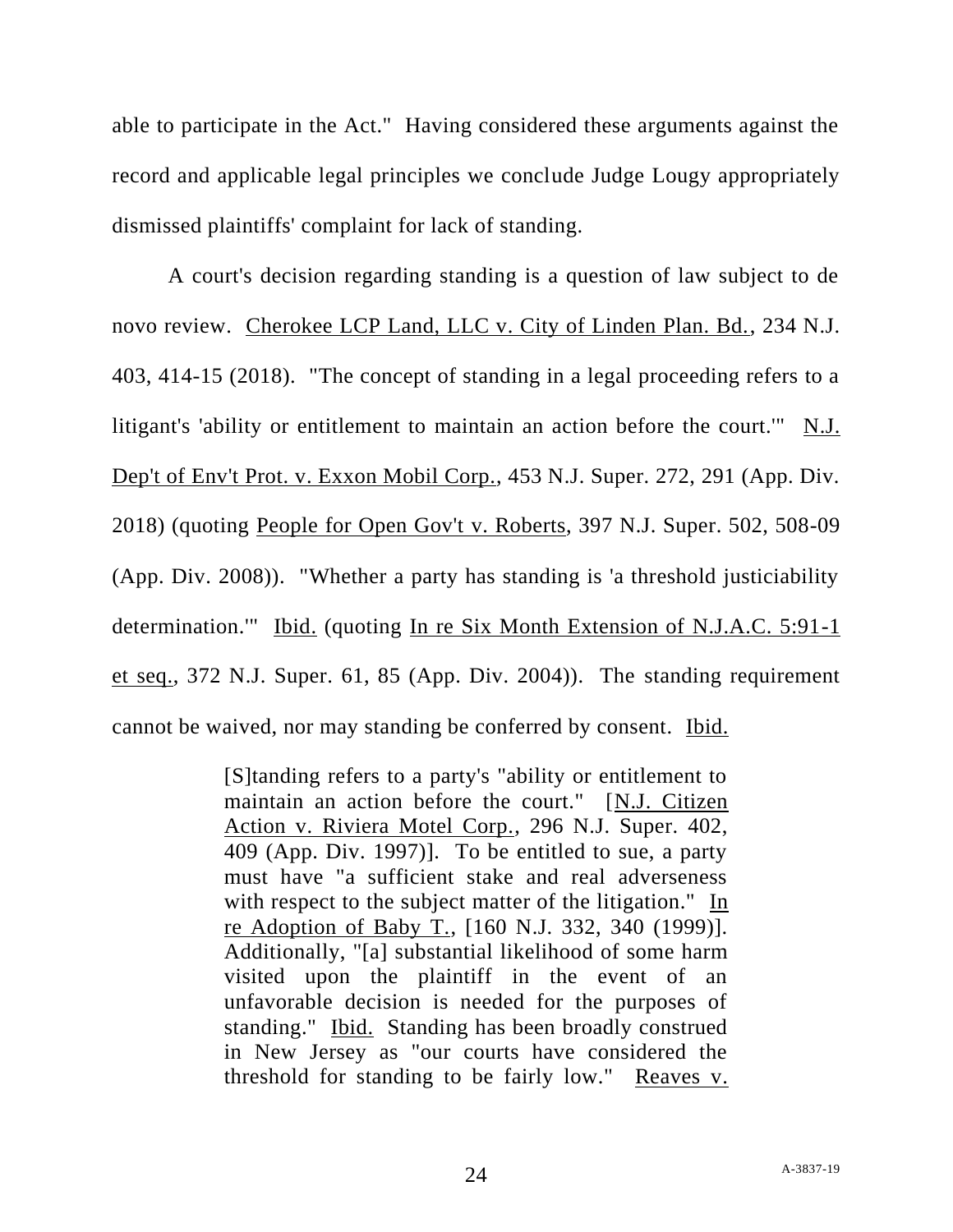able to participate in the Act." Having considered these arguments against the record and applicable legal principles we conclude Judge Lougy appropriately dismissed plaintiffs' complaint for lack of standing.

A court's decision regarding standing is a question of law subject to de novo review. Cherokee LCP Land, LLC v. City of Linden Plan. Bd., 234 N.J. 403, 414-15 (2018). "The concept of standing in a legal proceeding refers to a litigant's 'ability or entitlement to maintain an action before the court.'" N.J. Dep't of Env't Prot. v. Exxon Mobil Corp., 453 N.J. Super. 272, 291 (App. Div. 2018) (quoting People for Open Gov't v. Roberts, 397 N.J. Super. 502, 508-09 (App. Div. 2008)). "Whether a party has standing is 'a threshold justiciability determination.'" Ibid. (quoting In re Six Month Extension of N.J.A.C. 5:91-1 et seq., 372 N.J. Super. 61, 85 (App. Div. 2004)). The standing requirement cannot be waived, nor may standing be conferred by consent. Ibid.

> [S]tanding refers to a party's "ability or entitlement to maintain an action before the court." [N.J. Citizen Action v. Riviera Motel Corp., 296 N.J. Super. 402, 409 (App. Div. 1997)]. To be entitled to sue, a party must have "a sufficient stake and real adverseness with respect to the subject matter of the litigation." In re Adoption of Baby T., [160 N.J. 332, 340 (1999)]. Additionally, "[a] substantial likelihood of some harm visited upon the plaintiff in the event of an unfavorable decision is needed for the purposes of standing." Ibid. Standing has been broadly construed in New Jersey as "our courts have considered the threshold for standing to be fairly low." Reaves v.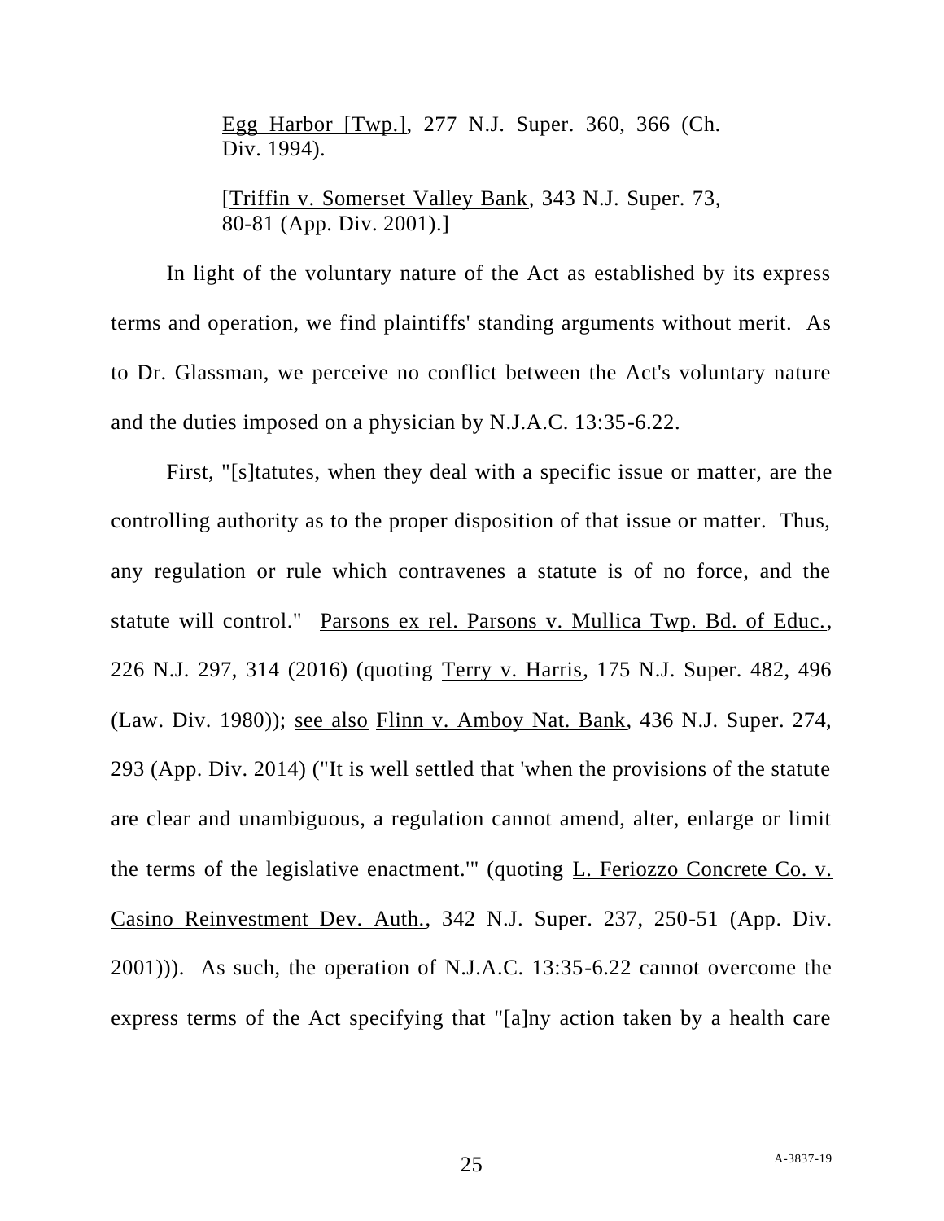> Egg Harbor [Twp.], 277 N.J. Super. 360, 366 (Ch. Div. 1994).
>
> [Triffin v. Somerset Valley Bank, 343 N.J. Super. 73, 80-81 (App. Div. 2001).]

In light of the voluntary nature of the Act as established by its express terms and operation, we find plaintiffs' standing arguments without merit. As to Dr. Glassman, we perceive no conflict between the Act's voluntary nature and the duties imposed on a physician by N.J.A.C. 13:35-6.22.

First, "[s]tatutes, when they deal with a specific issue or matter, are the controlling authority as to the proper disposition of that issue or matter. Thus, any regulation or rule which contravenes a statute is of no force, and the statute will control." Parsons ex rel. Parsons v. Mullica Twp. Bd. of Educ., 226 N.J. 297, 314 (2016) (quoting Terry v. Harris, 175 N.J. Super. 482, 496 (Law. Div. 1980)); see also Flinn v. Amboy Nat. Bank, 436 N.J. Super. 274, 293 (App. Div. 2014) ("It is well settled that 'when the provisions of the statute are clear and unambiguous, a regulation cannot amend, alter, enlarge or limit the terms of the legislative enactment.'" (quoting L. Feriozzo Concrete Co. v. Casino Reinvestment Dev. Auth., 342 N.J. Super. 237, 250-51 (App. Div. 2001))). As such, the operation of N.J.A.C. 13:35-6.22 cannot overcome the express terms of the Act specifying that "[a]ny action taken by a health care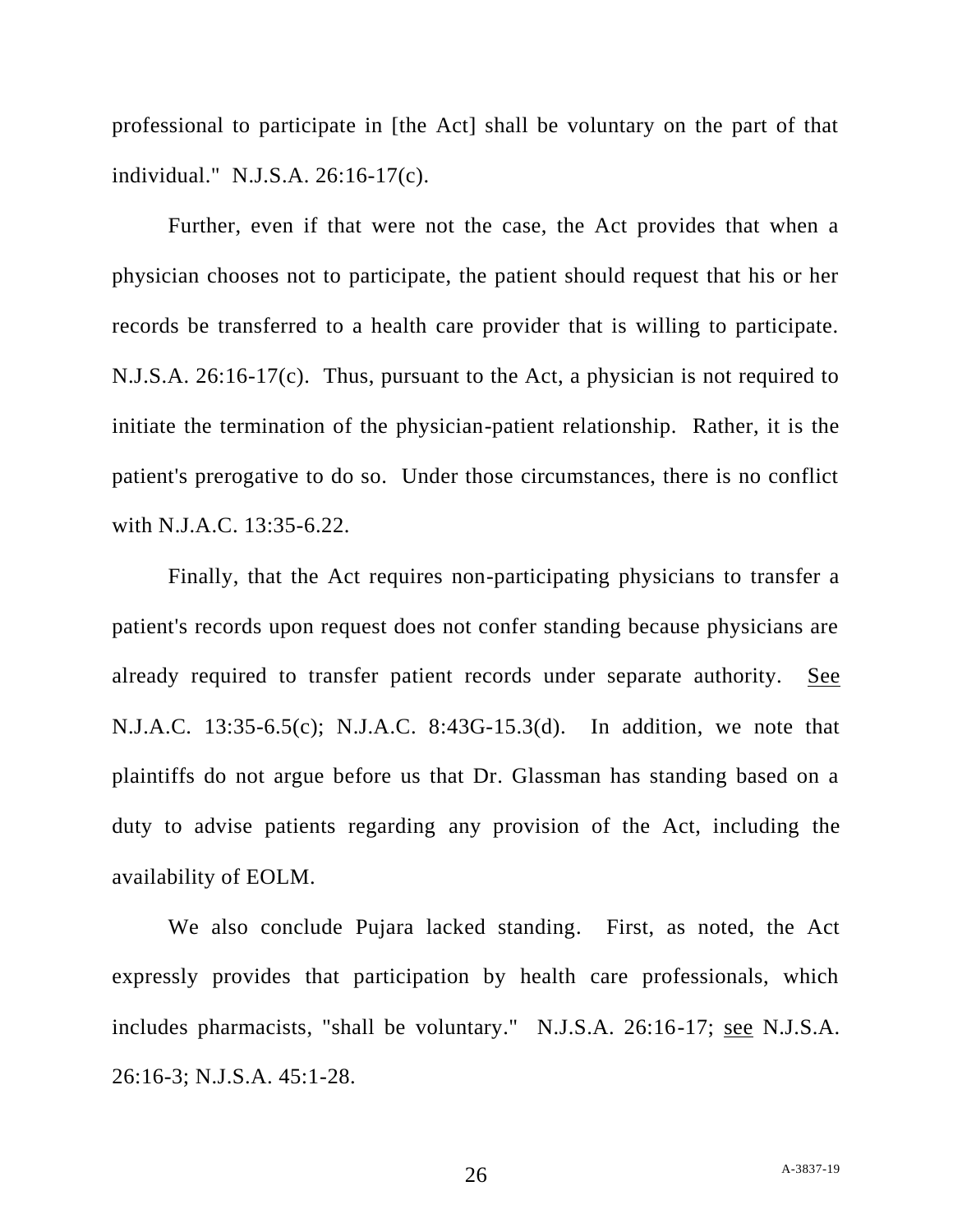professional to participate in [the Act] shall be voluntary on the part of that individual." N.J.S.A. 26:16-17(c).

Further, even if that were not the case, the Act provides that when a physician chooses not to participate, the patient should request that his or her records be transferred to a health care provider that is willing to participate. N.J.S.A. 26:16-17(c). Thus, pursuant to the Act, a physician is not required to initiate the termination of the physician-patient relationship. Rather, it is the patient's prerogative to do so. Under those circumstances, there is no conflict with N.J.A.C. 13:35-6.22.

Finally, that the Act requires non-participating physicians to transfer a patient's records upon request does not confer standing because physicians are already required to transfer patient records under separate authority. See N.J.A.C. 13:35-6.5(c); N.J.A.C. 8:43G-15.3(d). In addition, we note that plaintiffs do not argue before us that Dr. Glassman has standing based on a duty to advise patients regarding any provision of the Act, including the availability of EOLM.

We also conclude Pujara lacked standing. First, as noted, the Act expressly provides that participation by health care professionals, which includes pharmacists, "shall be voluntary." N.J.S.A. 26:16-17; see N.J.S.A. 26:16-3; N.J.S.A. 45:1-28.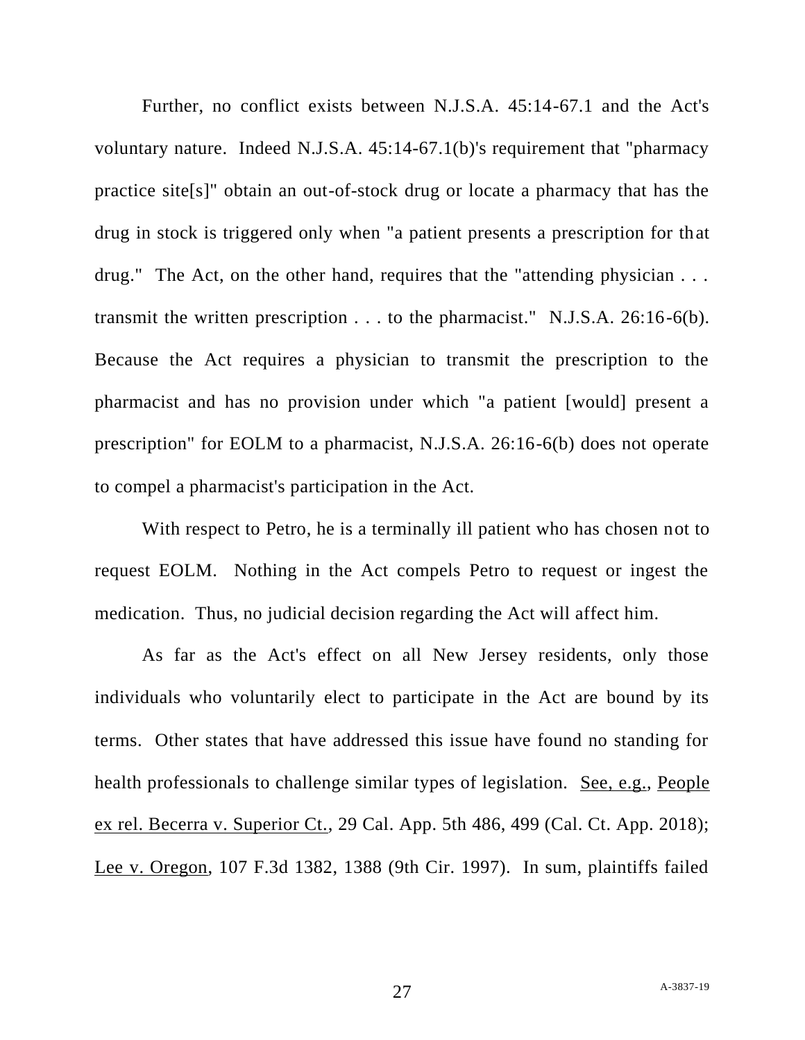Further, no conflict exists between N.J.S.A. 45:14-67.1 and the Act's voluntary nature. Indeed N.J.S.A. 45:14-67.1(b)'s requirement that "pharmacy practice site[s]" obtain an out-of-stock drug or locate a pharmacy that has the drug in stock is triggered only when "a patient presents a prescription for that drug." The Act, on the other hand, requires that the "attending physician . . . transmit the written prescription . . . to the pharmacist." N.J.S.A. 26:16-6(b). Because the Act requires a physician to transmit the prescription to the pharmacist and has no provision under which "a patient [would] present a prescription" for EOLM to a pharmacist, N.J.S.A. 26:16-6(b) does not operate to compel a pharmacist's participation in the Act.

With respect to Petro, he is a terminally ill patient who has chosen not to request EOLM. Nothing in the Act compels Petro to request or ingest the medication. Thus, no judicial decision regarding the Act will affect him.

As far as the Act's effect on all New Jersey residents, only those individuals who voluntarily elect to participate in the Act are bound by its terms. Other states that have addressed this issue have found no standing for health professionals to challenge similar types of legislation. See, e.g., People ex rel. Becerra v. Superior Ct., 29 Cal. App. 5th 486, 499 (Cal. Ct. App. 2018); Lee v. Oregon, 107 F.3d 1382, 1388 (9th Cir. 1997). In sum, plaintiffs failed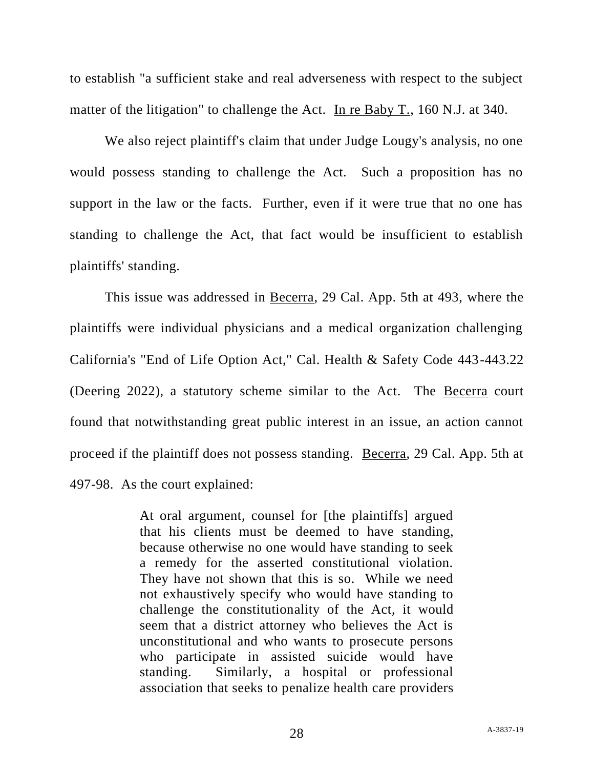to establish "a sufficient stake and real adverseness with respect to the subject matter of the litigation" to challenge the Act. In re Baby T., 160 N.J. at 340.

We also reject plaintiff's claim that under Judge Lougy's analysis, no one would possess standing to challenge the Act. Such a proposition has no support in the law or the facts. Further, even if it were true that no one has standing to challenge the Act, that fact would be insufficient to establish plaintiffs' standing.

This issue was addressed in Becerra, 29 Cal. App. 5th at 493, where the plaintiffs were individual physicians and a medical organization challenging California's "End of Life Option Act," Cal. Health & Safety Code 443-443.22 (Deering 2022), a statutory scheme similar to the Act. The Becerra court found that notwithstanding great public interest in an issue, an action cannot proceed if the plaintiff does not possess standing. Becerra, 29 Cal. App. 5th at 497-98. As the court explained:

> At oral argument, counsel for [the plaintiffs] argued that his clients must be deemed to have standing, because otherwise no one would have standing to seek a remedy for the asserted constitutional violation. They have not shown that this is so. While we need not exhaustively specify who would have standing to challenge the constitutionality of the Act, it would seem that a district attorney who believes the Act is unconstitutional and who wants to prosecute persons who participate in assisted suicide would have standing. Similarly, a hospital or professional association that seeks to penalize health care providers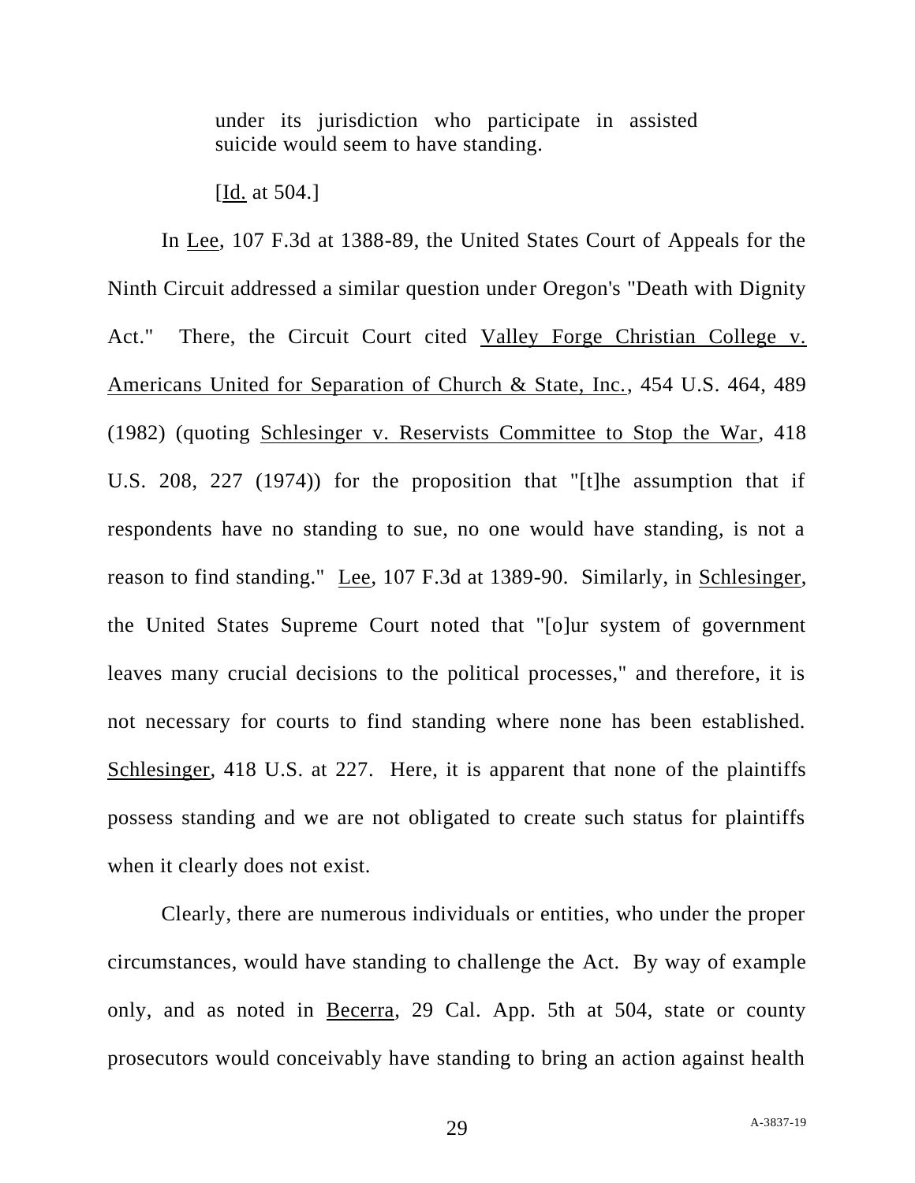> under its jurisdiction who participate in assisted suicide would seem to have standing.
>
> [Id. at 504.]

In Lee, 107 F.3d at 1388-89, the United States Court of Appeals for the Ninth Circuit addressed a similar question under Oregon's "Death with Dignity Act." There, the Circuit Court cited Valley Forge Christian College v. Americans United for Separation of Church & State, Inc., 454 U.S. 464, 489 (1982) (quoting Schlesinger v. Reservists Committee to Stop the War, 418 U.S. 208, 227 (1974)) for the proposition that "[t]he assumption that if respondents have no standing to sue, no one would have standing, is not a reason to find standing." Lee, 107 F.3d at 1389-90. Similarly, in Schlesinger, the United States Supreme Court noted that "[o]ur system of government leaves many crucial decisions to the political processes," and therefore, it is not necessary for courts to find standing where none has been established. Schlesinger, 418 U.S. at 227. Here, it is apparent that none of the plaintiffs possess standing and we are not obligated to create such status for plaintiffs when it clearly does not exist.

Clearly, there are numerous individuals or entities, who under the proper circumstances, would have standing to challenge the Act. By way of example only, and as noted in Becerra, 29 Cal. App. 5th at 504, state or county prosecutors would conceivably have standing to bring an action against health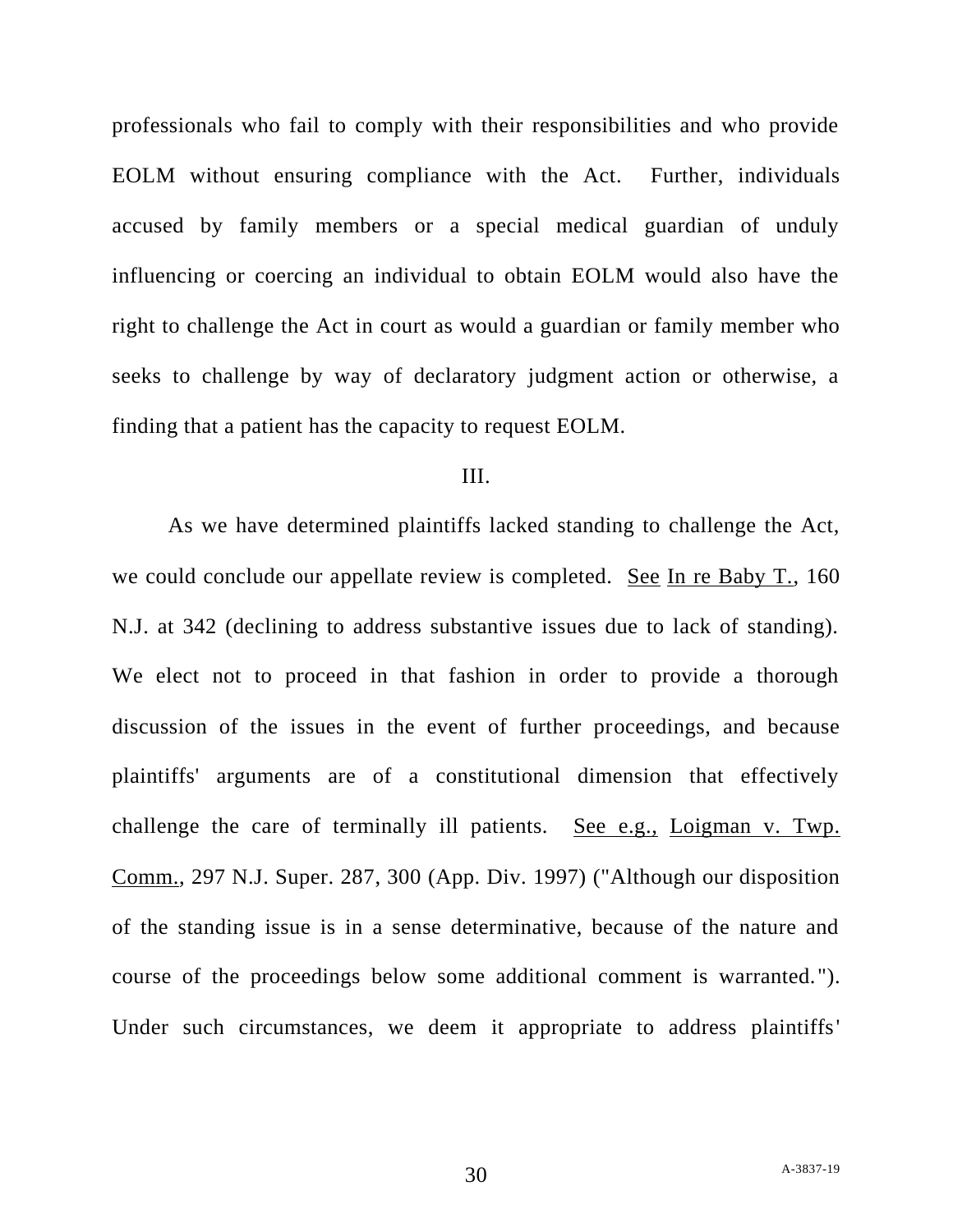professionals who fail to comply with their responsibilities and who provide EOLM without ensuring compliance with the Act. Further, individuals accused by family members or a special medical guardian of unduly influencing or coercing an individual to obtain EOLM would also have the right to challenge the Act in court as would a guardian or family member who seeks to challenge by way of declaratory judgment action or otherwise, a finding that a patient has the capacity to request EOLM.

III.

As we have determined plaintiffs lacked standing to challenge the Act, we could conclude our appellate review is completed. See In re Baby T., 160 N.J. at 342 (declining to address substantive issues due to lack of standing). We elect not to proceed in that fashion in order to provide a thorough discussion of the issues in the event of further proceedings, and because plaintiffs' arguments are of a constitutional dimension that effectively challenge the care of terminally ill patients. See e.g., Loigman v. Twp. Comm., 297 N.J. Super. 287, 300 (App. Div. 1997) ("Although our disposition of the standing issue is in a sense determinative, because of the nature and course of the proceedings below some additional comment is warranted."). Under such circumstances, we deem it appropriate to address plaintiffs'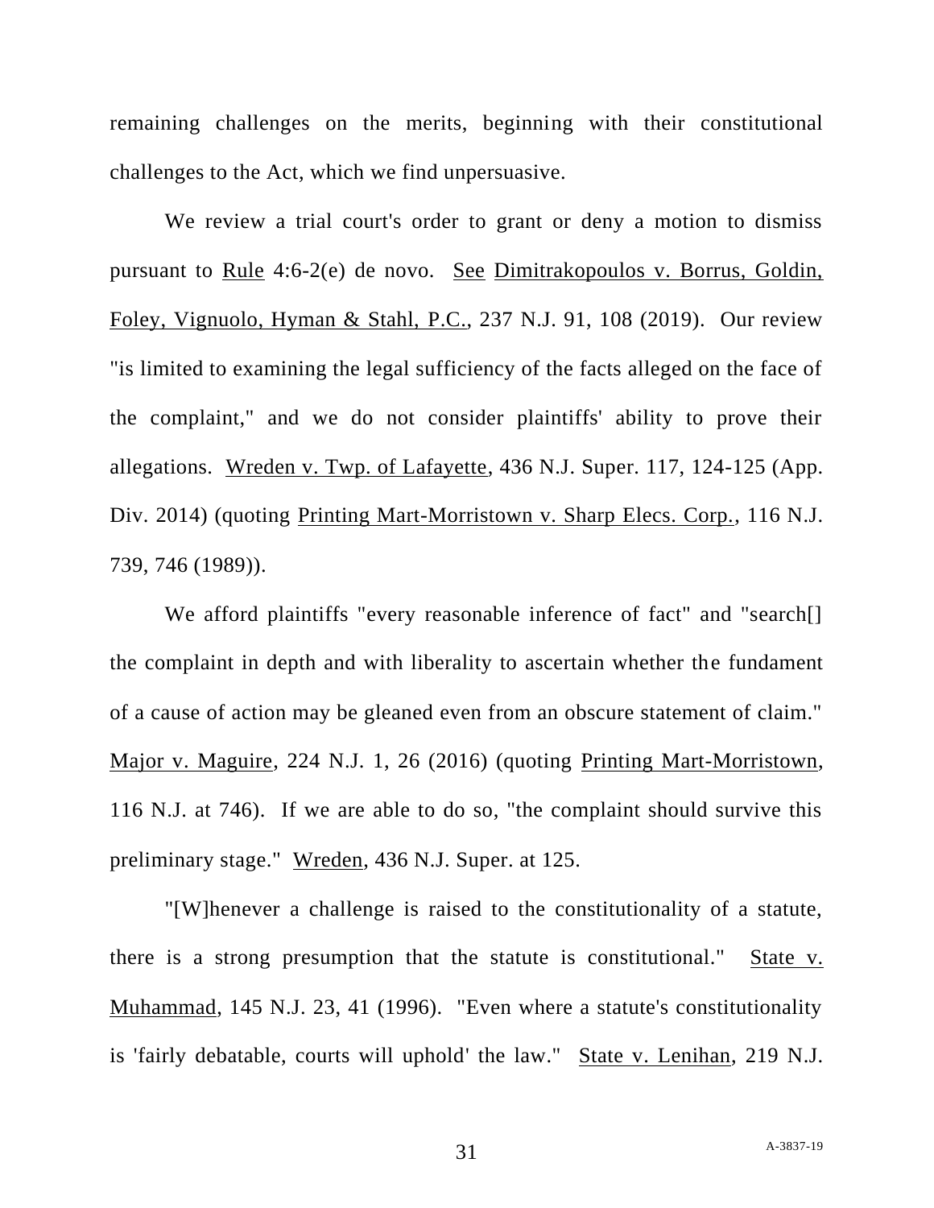remaining challenges on the merits, beginning with their constitutional challenges to the Act, which we find unpersuasive.

We review a trial court's order to grant or deny a motion to dismiss pursuant to Rule 4:6-2(e) de novo. See Dimitrakopoulos v. Borrus, Goldin, Foley, Vignuolo, Hyman & Stahl, P.C., 237 N.J. 91, 108 (2019). Our review "is limited to examining the legal sufficiency of the facts alleged on the face of the complaint," and we do not consider plaintiffs' ability to prove their allegations. Wreden v. Twp. of Lafayette, 436 N.J. Super. 117, 124-125 (App. Div. 2014) (quoting Printing Mart-Morristown v. Sharp Elecs. Corp., 116 N.J. 739, 746 (1989)).

We afford plaintiffs "every reasonable inference of fact" and "search[] the complaint in depth and with liberality to ascertain whether the fundament of a cause of action may be gleaned even from an obscure statement of claim." Major v. Maguire, 224 N.J. 1, 26 (2016) (quoting Printing Mart-Morristown, 116 N.J. at 746). If we are able to do so, "the complaint should survive this preliminary stage." Wreden, 436 N.J. Super. at 125.

"[W]henever a challenge is raised to the constitutionality of a statute, there is a strong presumption that the statute is constitutional." State v. Muhammad, 145 N.J. 23, 41 (1996). "Even where a statute's constitutionality is 'fairly debatable, courts will uphold' the law." State v. Lenihan, 219 N.J.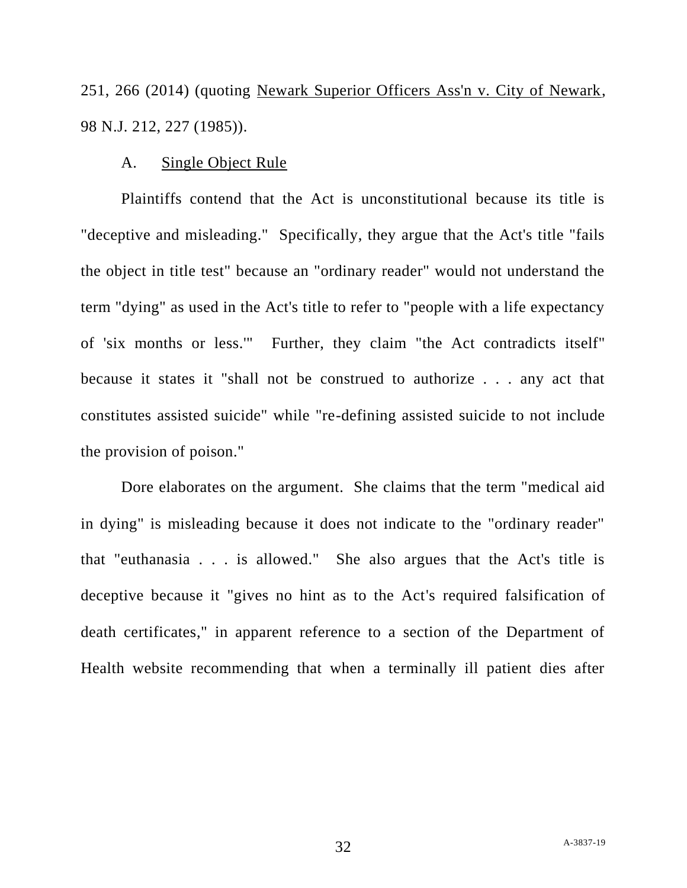251, 266 (2014) (quoting Newark Superior Officers Ass'n v. City of Newark, 98 N.J. 212, 227 (1985)).

A. Single Object Rule

Plaintiffs contend that the Act is unconstitutional because its title is "deceptive and misleading." Specifically, they argue that the Act's title "fails the object in title test" because an "ordinary reader" would not understand the term "dying" as used in the Act's title to refer to "people with a life expectancy of 'six months or less.'" Further, they claim "the Act contradicts itself" because it states it "shall not be construed to authorize . . . any act that constitutes assisted suicide" while "re-defining assisted suicide to not include the provision of poison."

Dore elaborates on the argument. She claims that the term "medical aid in dying" is misleading because it does not indicate to the "ordinary reader" that "euthanasia . . . is allowed." She also argues that the Act's title is deceptive because it "gives no hint as to the Act's required falsification of death certificates," in apparent reference to a section of the Department of Health website recommending that when a terminally ill patient dies after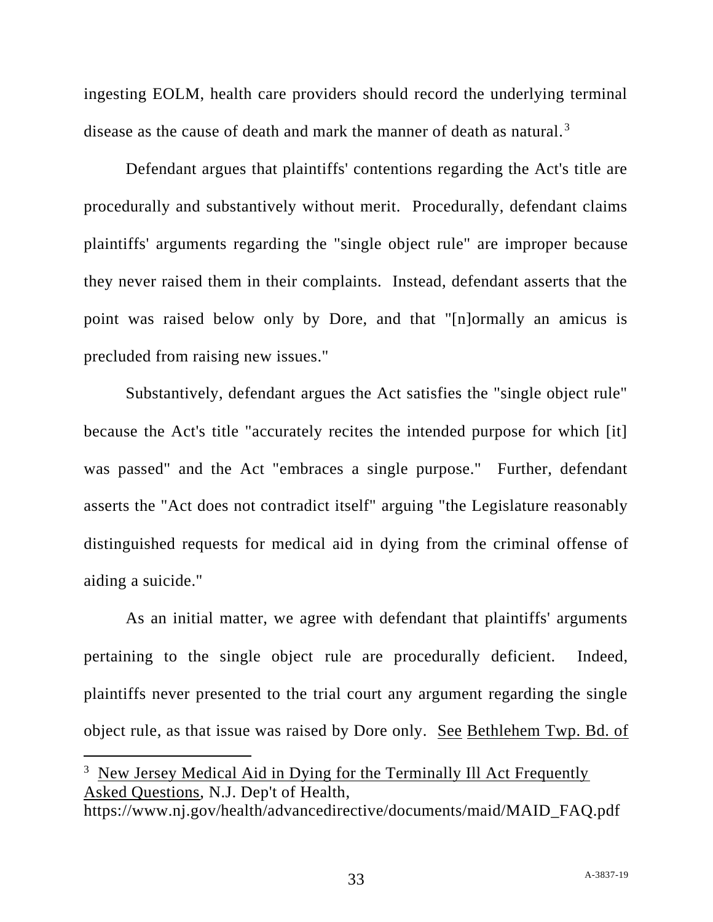ingesting EOLM, health care providers should record the underlying terminal disease as the cause of death and mark the manner of death as natural.[3]

Defendant argues that plaintiffs' contentions regarding the Act's title are procedurally and substantively without merit. Procedurally, defendant claims plaintiffs' arguments regarding the "single object rule" are improper because they never raised them in their complaints. Instead, defendant asserts that the point was raised below only by Dore, and that "[n]ormally an amicus is precluded from raising new issues."

Substantively, defendant argues the Act satisfies the "single object rule" because the Act's title "accurately recites the intended purpose for which [it] was passed" and the Act "embraces a single purpose." Further, defendant asserts the "Act does not contradict itself" arguing "the Legislature reasonably distinguished requests for medical aid in dying from the criminal offense of aiding a suicide."

As an initial matter, we agree with defendant that plaintiffs' arguments pertaining to the single object rule are procedurally deficient. Indeed, plaintiffs never presented to the trial court any argument regarding the single object rule, as that issue was raised by Dore only. <u>See</u> <u>Bethlehem Twp. Bd. of</u>

---

[3] <u>New Jersey Medical Aid in Dying for the Terminally Ill Act Frequently Asked Questions</u>, N.J. Dep't of Health, https://www.nj.gov/health/advancedirective/documents/maid/MAID_FAQ.pdf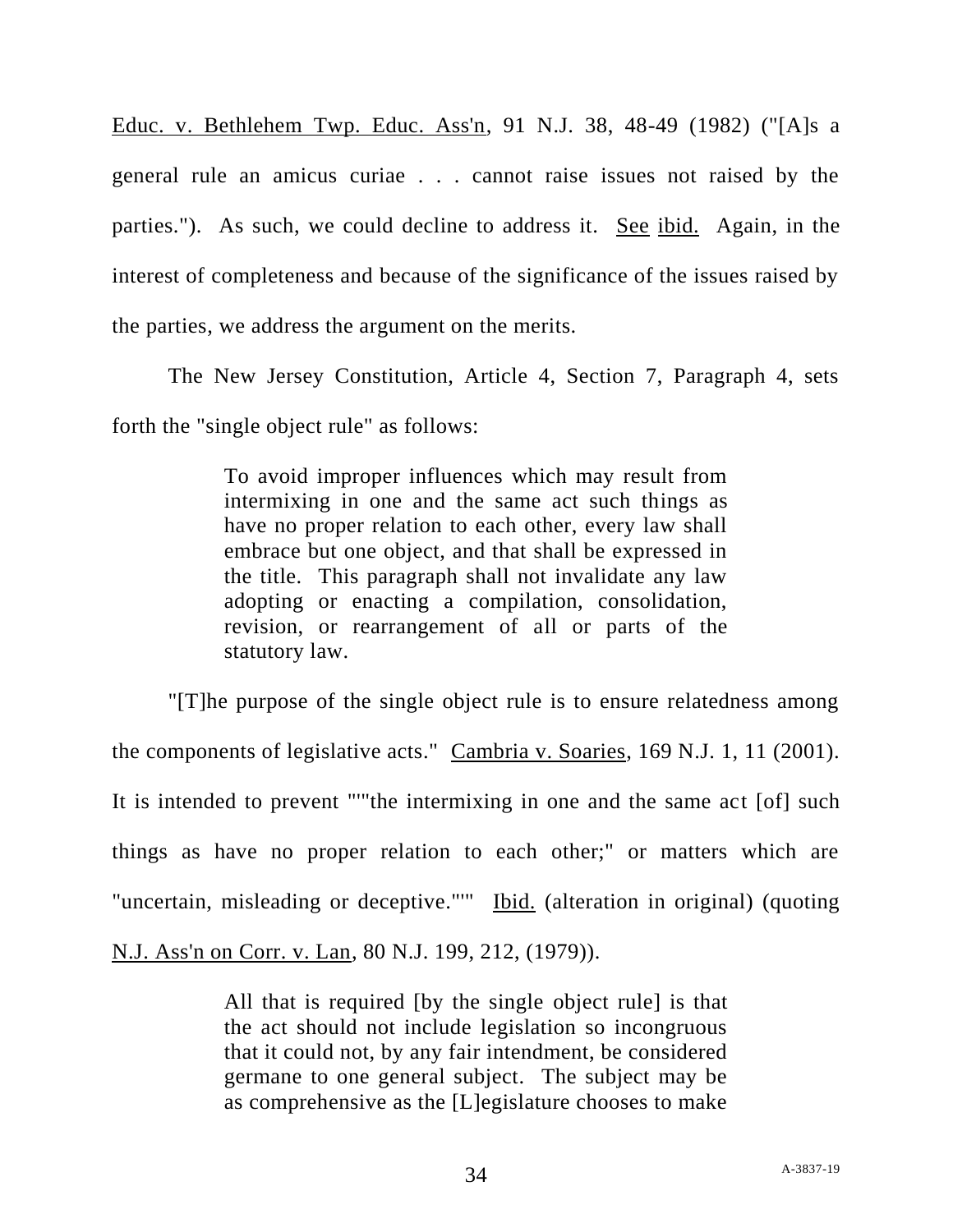Educ. v. Bethlehem Twp. Educ. Ass'n, 91 N.J. 38, 48-49 (1982) ("[A]s a general rule an amicus curiae . . . cannot raise issues not raised by the parties."). As such, we could decline to address it. See ibid. Again, in the interest of completeness and because of the significance of the issues raised by the parties, we address the argument on the merits.

The New Jersey Constitution, Article 4, Section 7, Paragraph 4, sets forth the "single object rule" as follows:

> To avoid improper influences which may result from intermixing in one and the same act such things as have no proper relation to each other, every law shall embrace but one object, and that shall be expressed in the title. This paragraph shall not invalidate any law adopting or enacting a compilation, consolidation, revision, or rearrangement of all or parts of the statutory law.

"[T]he purpose of the single object rule is to ensure relatedness among the components of legislative acts." Cambria v. Soaries, 169 N.J. 1, 11 (2001). It is intended to prevent """the intermixing in one and the same act [of] such things as have no proper relation to each other;" or matters which are "uncertain, misleading or deceptive."" Ibid. (alteration in original) (quoting N.J. Ass'n on Corr. v. Lan, 80 N.J. 199, 212, (1979)).

> All that is required [by the single object rule] is that the act should not include legislation so incongruous that it could not, by any fair intendment, be considered germane to one general subject. The subject may be as comprehensive as the [L]egislature chooses to make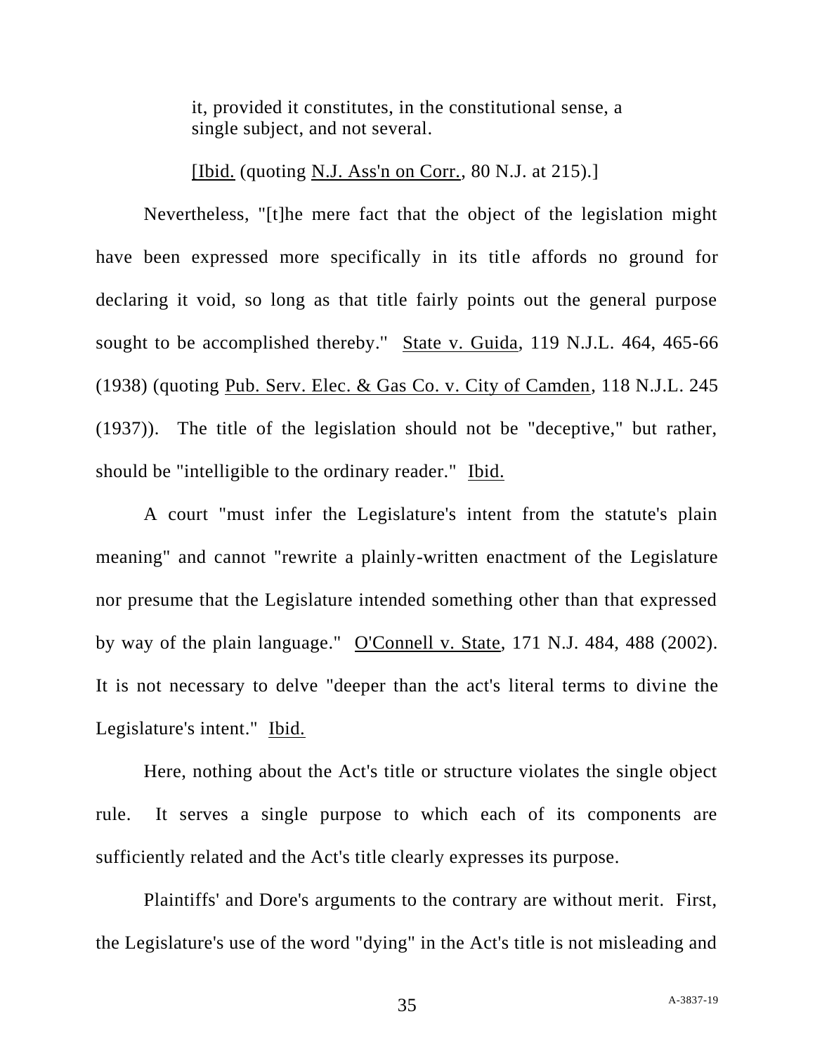> it, provided it constitutes, in the constitutional sense, a single subject, and not several.
>
> [Ibid. (quoting N.J. Ass'n on Corr., 80 N.J. at 215).]

Nevertheless, "[t]he mere fact that the object of the legislation might have been expressed more specifically in its title affords no ground for declaring it void, so long as that title fairly points out the general purpose sought to be accomplished thereby." State v. Guida, 119 N.J.L. 464, 465-66 (1938) (quoting Pub. Serv. Elec. & Gas Co. v. City of Camden, 118 N.J.L. 245 (1937)). The title of the legislation should not be "deceptive," but rather, should be "intelligible to the ordinary reader." Ibid.

A court "must infer the Legislature's intent from the statute's plain meaning" and cannot "rewrite a plainly-written enactment of the Legislature nor presume that the Legislature intended something other than that expressed by way of the plain language." O'Connell v. State, 171 N.J. 484, 488 (2002). It is not necessary to delve "deeper than the act's literal terms to divine the Legislature's intent." Ibid.

Here, nothing about the Act's title or structure violates the single object rule. It serves a single purpose to which each of its components are sufficiently related and the Act's title clearly expresses its purpose.

Plaintiffs' and Dore's arguments to the contrary are without merit. First, the Legislature's use of the word "dying" in the Act's title is not misleading and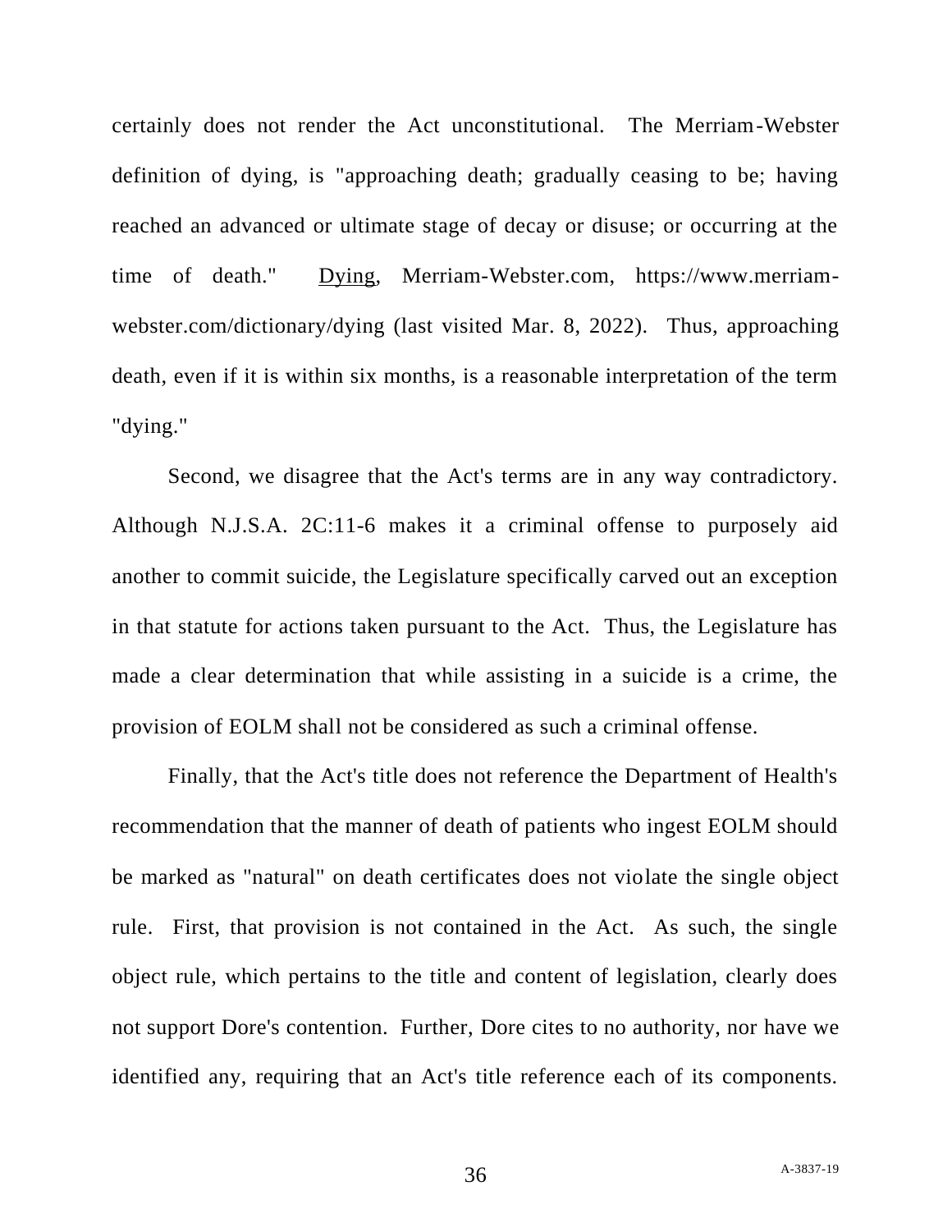certainly does not render the Act unconstitutional. The Merriam-Webster definition of dying, is "approaching death; gradually ceasing to be; having reached an advanced or ultimate stage of decay or disuse; or occurring at the time of death." Dying, Merriam-Webster.com, https://www.merriam-webster.com/dictionary/dying (last visited Mar. 8, 2022). Thus, approaching death, even if it is within six months, is a reasonable interpretation of the term "dying."

Second, we disagree that the Act's terms are in any way contradictory. Although N.J.S.A. 2C:11-6 makes it a criminal offense to purposely aid another to commit suicide, the Legislature specifically carved out an exception in that statute for actions taken pursuant to the Act. Thus, the Legislature has made a clear determination that while assisting in a suicide is a crime, the provision of EOLM shall not be considered as such a criminal offense.

Finally, that the Act's title does not reference the Department of Health's recommendation that the manner of death of patients who ingest EOLM should be marked as "natural" on death certificates does not violate the single object rule. First, that provision is not contained in the Act. As such, the single object rule, which pertains to the title and content of legislation, clearly does not support Dore's contention. Further, Dore cites to no authority, nor have we identified any, requiring that an Act's title reference each of its components.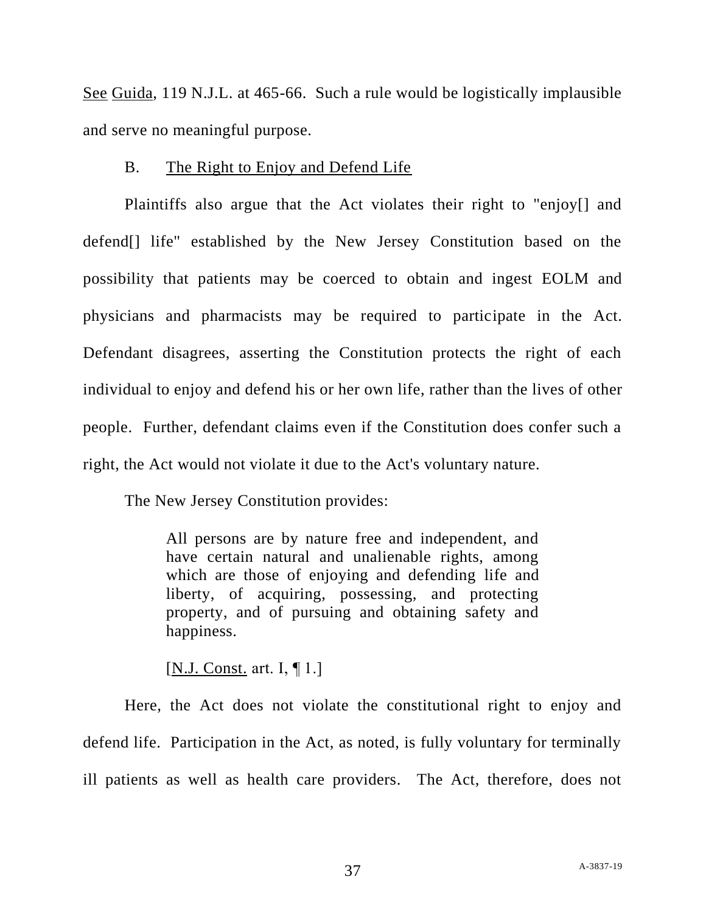See Guida, 119 N.J.L. at 465-66. Such a rule would be logistically implausible and serve no meaningful purpose.

B. The Right to Enjoy and Defend Life

Plaintiffs also argue that the Act violates their right to "enjoy[] and defend[] life" established by the New Jersey Constitution based on the possibility that patients may be coerced to obtain and ingest EOLM and physicians and pharmacists may be required to participate in the Act. Defendant disagrees, asserting the Constitution protects the right of each individual to enjoy and defend his or her own life, rather than the lives of other people. Further, defendant claims even if the Constitution does confer such a right, the Act would not violate it due to the Act's voluntary nature.

The New Jersey Constitution provides:

> All persons are by nature free and independent, and have certain natural and unalienable rights, among which are those of enjoying and defending life and liberty, of acquiring, possessing, and protecting property, and of pursuing and obtaining safety and happiness.
>
> [N.J. Const. art. I, ¶ 1.]

Here, the Act does not violate the constitutional right to enjoy and defend life. Participation in the Act, as noted, is fully voluntary for terminally ill patients as well as health care providers. The Act, therefore, does not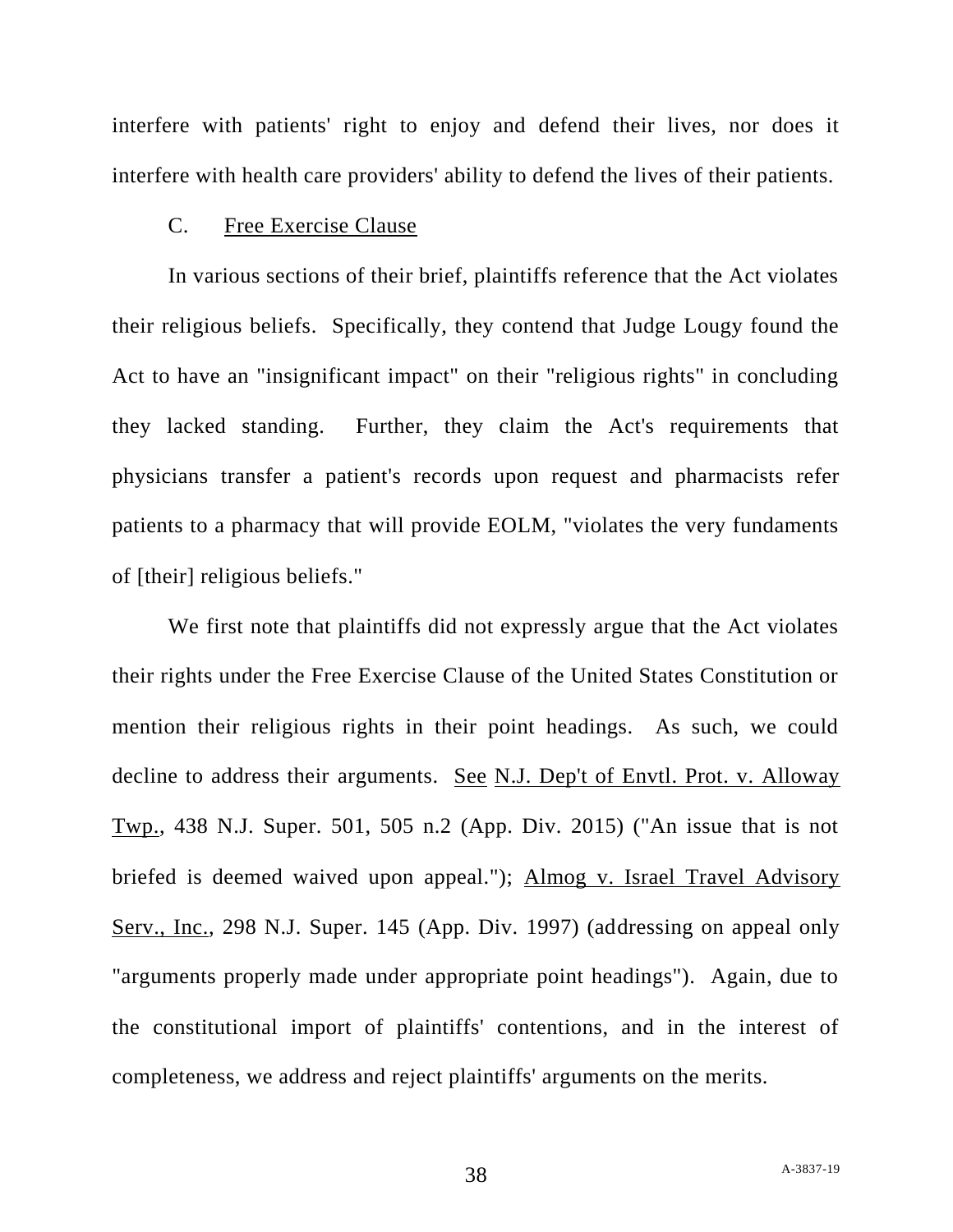interfere with patients' right to enjoy and defend their lives, nor does it interfere with health care providers' ability to defend the lives of their patients.

### C. Free Exercise Clause

In various sections of their brief, plaintiffs reference that the Act violates their religious beliefs. Specifically, they contend that Judge Lougy found the Act to have an "insignificant impact" on their "religious rights" in concluding they lacked standing. Further, they claim the Act's requirements that physicians transfer a patient's records upon request and pharmacists refer patients to a pharmacy that will provide EOLM, "violates the very fundaments of [their] religious beliefs."

We first note that plaintiffs did not expressly argue that the Act violates their rights under the Free Exercise Clause of the United States Constitution or mention their religious rights in their point headings. As such, we could decline to address their arguments. See N.J. Dep't of Envtl. Prot. v. Alloway Twp., 438 N.J. Super. 501, 505 n.2 (App. Div. 2015) ("An issue that is not briefed is deemed waived upon appeal."); Almog v. Israel Travel Advisory Serv., Inc., 298 N.J. Super. 145 (App. Div. 1997) (addressing on appeal only "arguments properly made under appropriate point headings"). Again, due to the constitutional import of plaintiffs' contentions, and in the interest of completeness, we address and reject plaintiffs' arguments on the merits.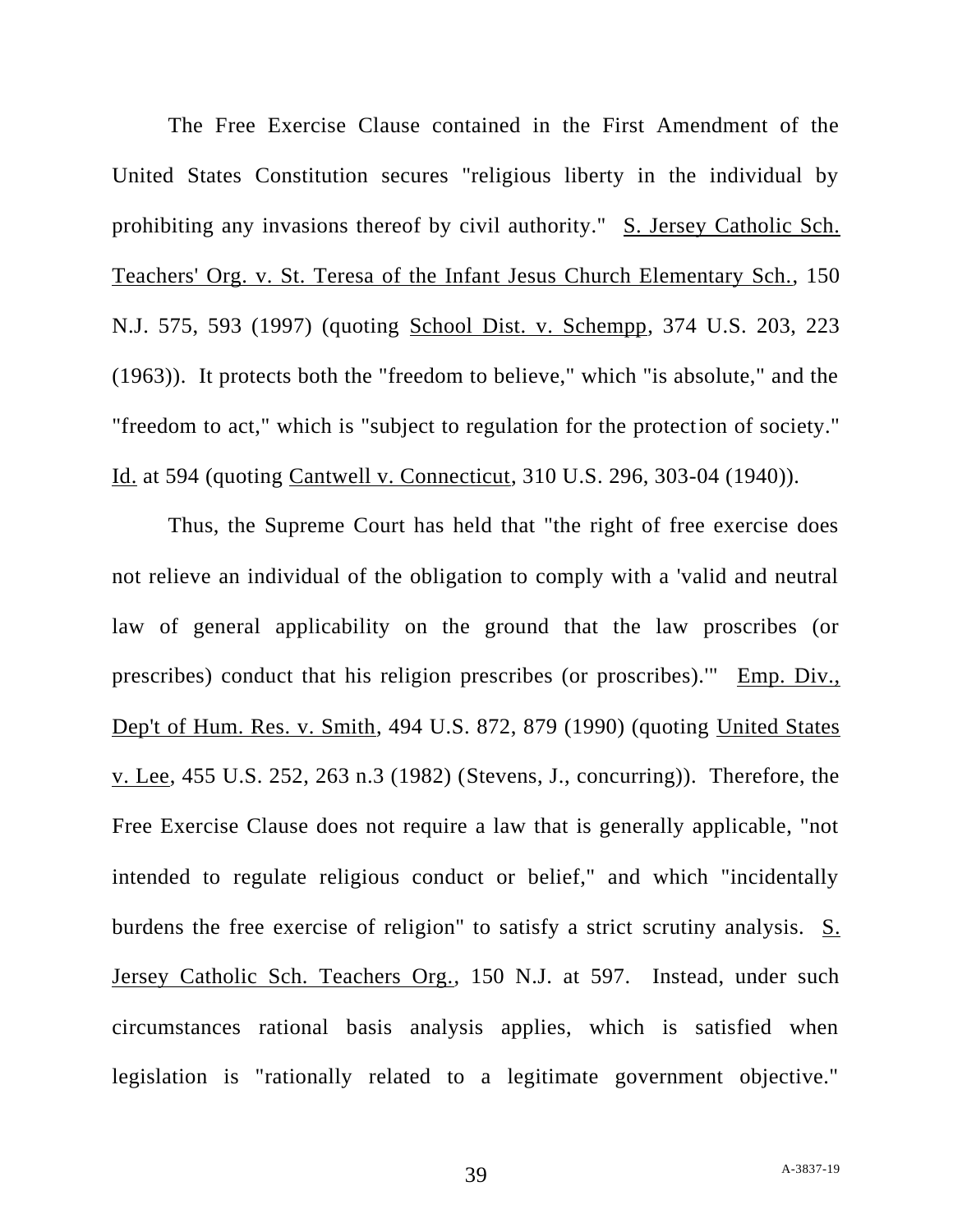The Free Exercise Clause contained in the First Amendment of the United States Constitution secures "religious liberty in the individual by prohibiting any invasions thereof by civil authority." S. Jersey Catholic Sch. Teachers' Org. v. St. Teresa of the Infant Jesus Church Elementary Sch., 150 N.J. 575, 593 (1997) (quoting School Dist. v. Schempp, 374 U.S. 203, 223 (1963)). It protects both the "freedom to believe," which "is absolute," and the "freedom to act," which is "subject to regulation for the protection of society." Id. at 594 (quoting Cantwell v. Connecticut, 310 U.S. 296, 303-04 (1940)).

Thus, the Supreme Court has held that "the right of free exercise does not relieve an individual of the obligation to comply with a 'valid and neutral law of general applicability on the ground that the law proscribes (or prescribes) conduct that his religion prescribes (or proscribes).'" Emp. Div., Dep't of Hum. Res. v. Smith, 494 U.S. 872, 879 (1990) (quoting United States v. Lee, 455 U.S. 252, 263 n.3 (1982) (Stevens, J., concurring)). Therefore, the Free Exercise Clause does not require a law that is generally applicable, "not intended to regulate religious conduct or belief," and which "incidentally burdens the free exercise of religion" to satisfy a strict scrutiny analysis. S. Jersey Catholic Sch. Teachers Org., 150 N.J. at 597. Instead, under such circumstances rational basis analysis applies, which is satisfied when legislation is "rationally related to a legitimate government objective."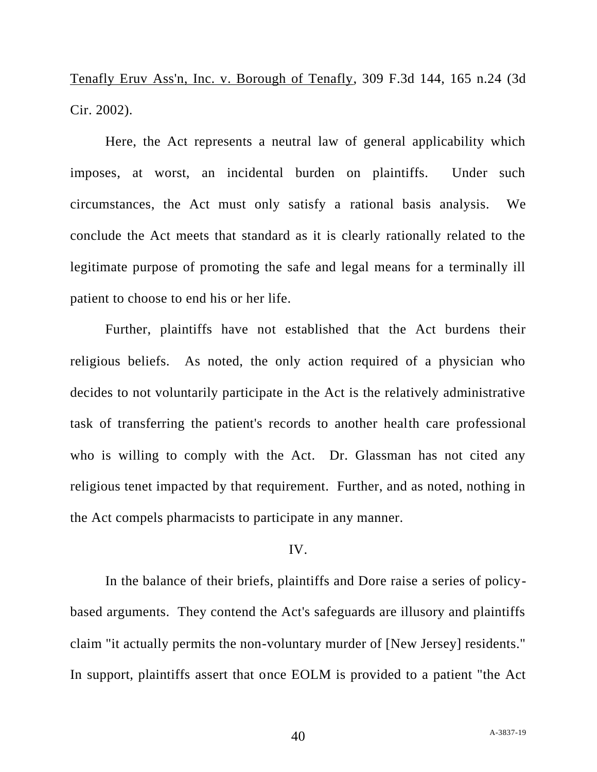Tenafly Eruv Ass'n, Inc. v. Borough of Tenafly, 309 F.3d 144, 165 n.24 (3d Cir. 2002).

Here, the Act represents a neutral law of general applicability which imposes, at worst, an incidental burden on plaintiffs. Under such circumstances, the Act must only satisfy a rational basis analysis. We conclude the Act meets that standard as it is clearly rationally related to the legitimate purpose of promoting the safe and legal means for a terminally ill patient to choose to end his or her life.

Further, plaintiffs have not established that the Act burdens their religious beliefs. As noted, the only action required of a physician who decides to not voluntarily participate in the Act is the relatively administrative task of transferring the patient's records to another health care professional who is willing to comply with the Act. Dr. Glassman has not cited any religious tenet impacted by that requirement. Further, and as noted, nothing in the Act compels pharmacists to participate in any manner.

IV.

In the balance of their briefs, plaintiffs and Dore raise a series of policy-based arguments. They contend the Act's safeguards are illusory and plaintiffs claim "it actually permits the non-voluntary murder of [New Jersey] residents." In support, plaintiffs assert that once EOLM is provided to a patient "the Act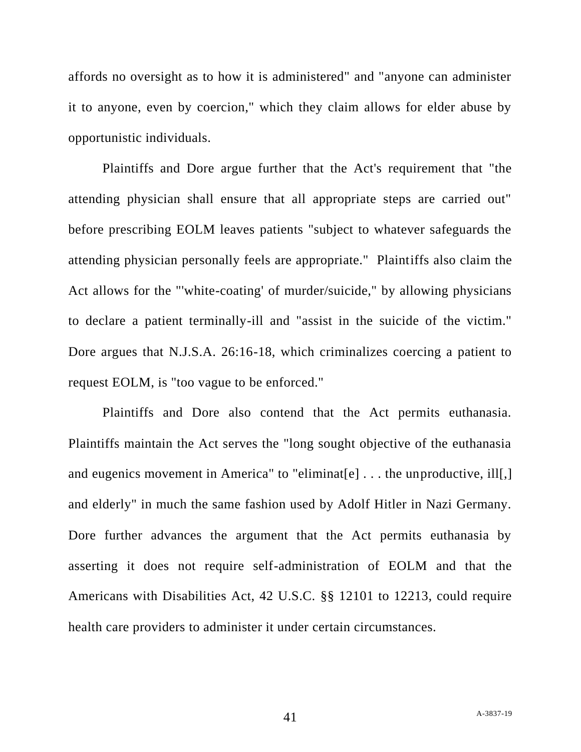affords no oversight as to how it is administered" and "anyone can administer it to anyone, even by coercion," which they claim allows for elder abuse by opportunistic individuals.

Plaintiffs and Dore argue further that the Act's requirement that "the attending physician shall ensure that all appropriate steps are carried out" before prescribing EOLM leaves patients "subject to whatever safeguards the attending physician personally feels are appropriate." Plaintiffs also claim the Act allows for the "'white-coating' of murder/suicide," by allowing physicians to declare a patient terminally-ill and "assist in the suicide of the victim." Dore argues that N.J.S.A. 26:16-18, which criminalizes coercing a patient to request EOLM, is "too vague to be enforced."

Plaintiffs and Dore also contend that the Act permits euthanasia. Plaintiffs maintain the Act serves the "long sought objective of the euthanasia and eugenics movement in America" to "eliminat[e] . . . the unproductive, ill[,] and elderly" in much the same fashion used by Adolf Hitler in Nazi Germany. Dore further advances the argument that the Act permits euthanasia by asserting it does not require self-administration of EOLM and that the Americans with Disabilities Act, 42 U.S.C. §§ 12101 to 12213, could require health care providers to administer it under certain circumstances.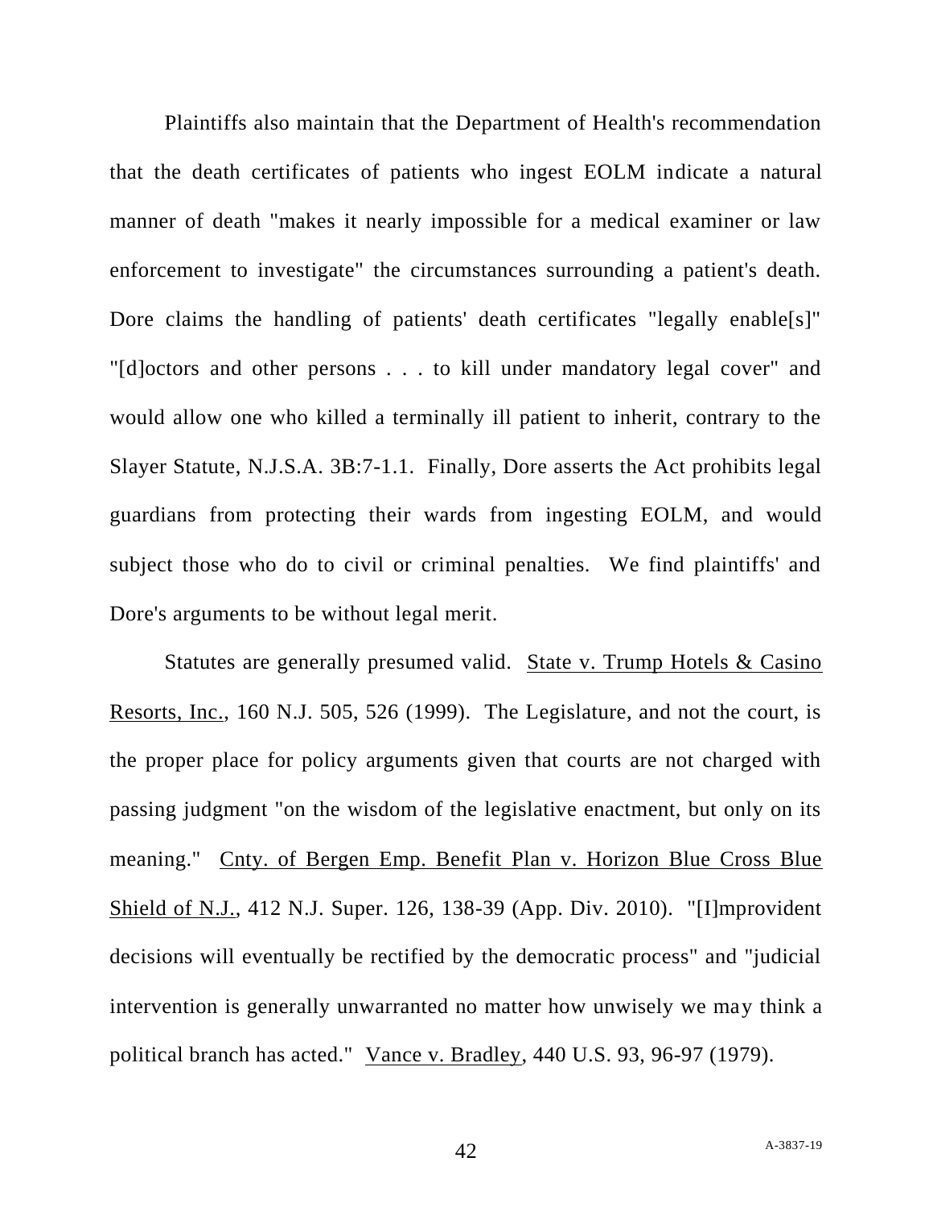Plaintiffs also maintain that the Department of Health's recommendation that the death certificates of patients who ingest EOLM indicate a natural manner of death "makes it nearly impossible for a medical examiner or law enforcement to investigate" the circumstances surrounding a patient's death. Dore claims the handling of patients' death certificates "legally enable[s]" "[d]octors and other persons . . . to kill under mandatory legal cover" and would allow one who killed a terminally ill patient to inherit, contrary to the Slayer Statute, N.J.S.A. 3B:7-1.1. Finally, Dore asserts the Act prohibits legal guardians from protecting their wards from ingesting EOLM, and would subject those who do to civil or criminal penalties. We find plaintiffs' and Dore's arguments to be without legal merit.

Statutes are generally presumed valid. State v. Trump Hotels & Casino Resorts, Inc., 160 N.J. 505, 526 (1999). The Legislature, and not the court, is the proper place for policy arguments given that courts are not charged with passing judgment "on the wisdom of the legislative enactment, but only on its meaning." Cnty. of Bergen Emp. Benefit Plan v. Horizon Blue Cross Blue Shield of N.J., 412 N.J. Super. 126, 138-39 (App. Div. 2010). "[I]mprovident decisions will eventually be rectified by the democratic process" and "judicial intervention is generally unwarranted no matter how unwisely we may think a political branch has acted." Vance v. Bradley, 440 U.S. 93, 96-97 (1979).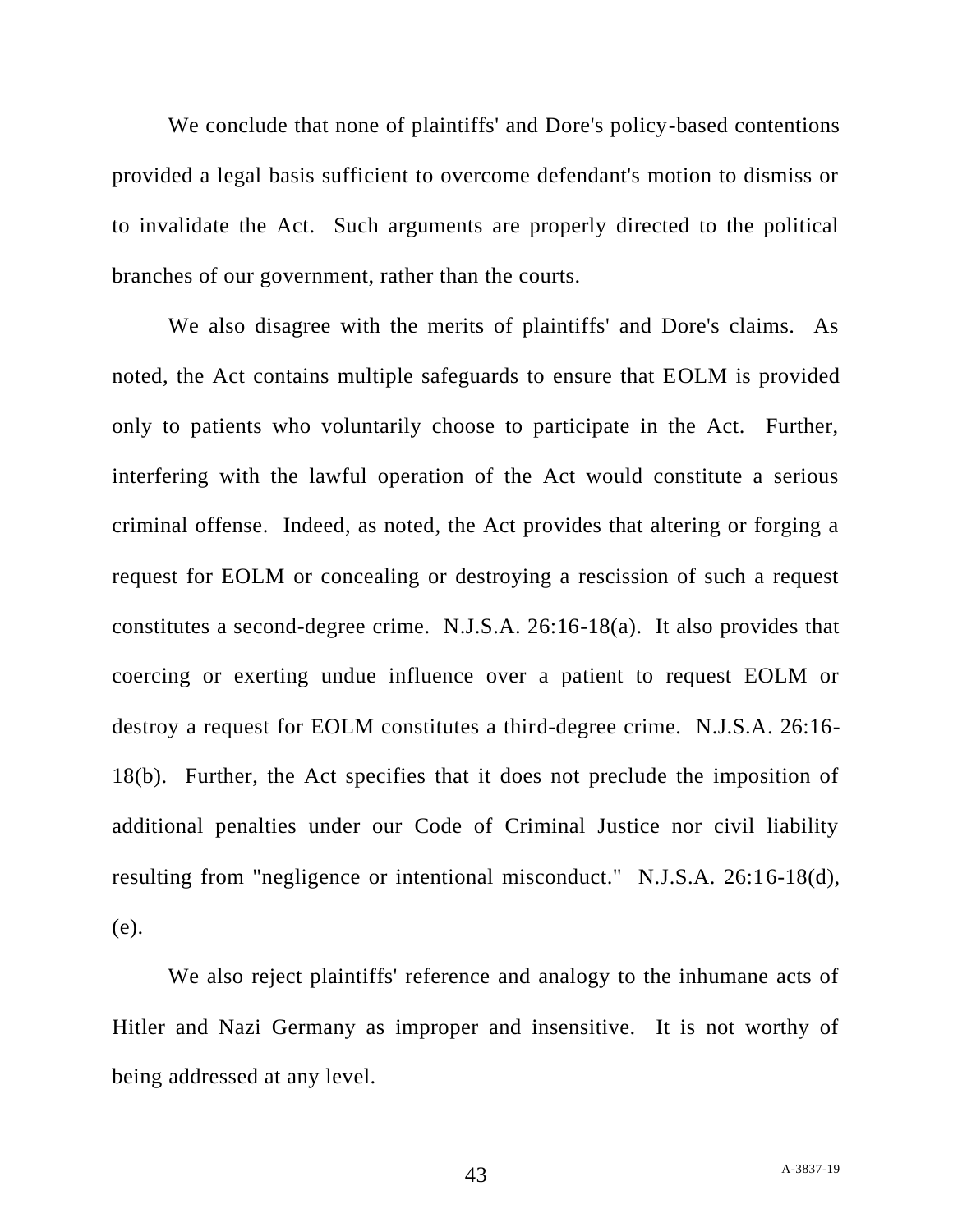We conclude that none of plaintiffs' and Dore's policy-based contentions provided a legal basis sufficient to overcome defendant's motion to dismiss or to invalidate the Act. Such arguments are properly directed to the political branches of our government, rather than the courts.

We also disagree with the merits of plaintiffs' and Dore's claims. As noted, the Act contains multiple safeguards to ensure that EOLM is provided only to patients who voluntarily choose to participate in the Act. Further, interfering with the lawful operation of the Act would constitute a serious criminal offense. Indeed, as noted, the Act provides that altering or forging a request for EOLM or concealing or destroying a rescission of such a request constitutes a second-degree crime. N.J.S.A. 26:16-18(a). It also provides that coercing or exerting undue influence over a patient to request EOLM or destroy a request for EOLM constitutes a third-degree crime. N.J.S.A. 26:16-18(b). Further, the Act specifies that it does not preclude the imposition of additional penalties under our Code of Criminal Justice nor civil liability resulting from "negligence or intentional misconduct." N.J.S.A. 26:16-18(d), (e).

We also reject plaintiffs' reference and analogy to the inhumane acts of Hitler and Nazi Germany as improper and insensitive. It is not worthy of being addressed at any level.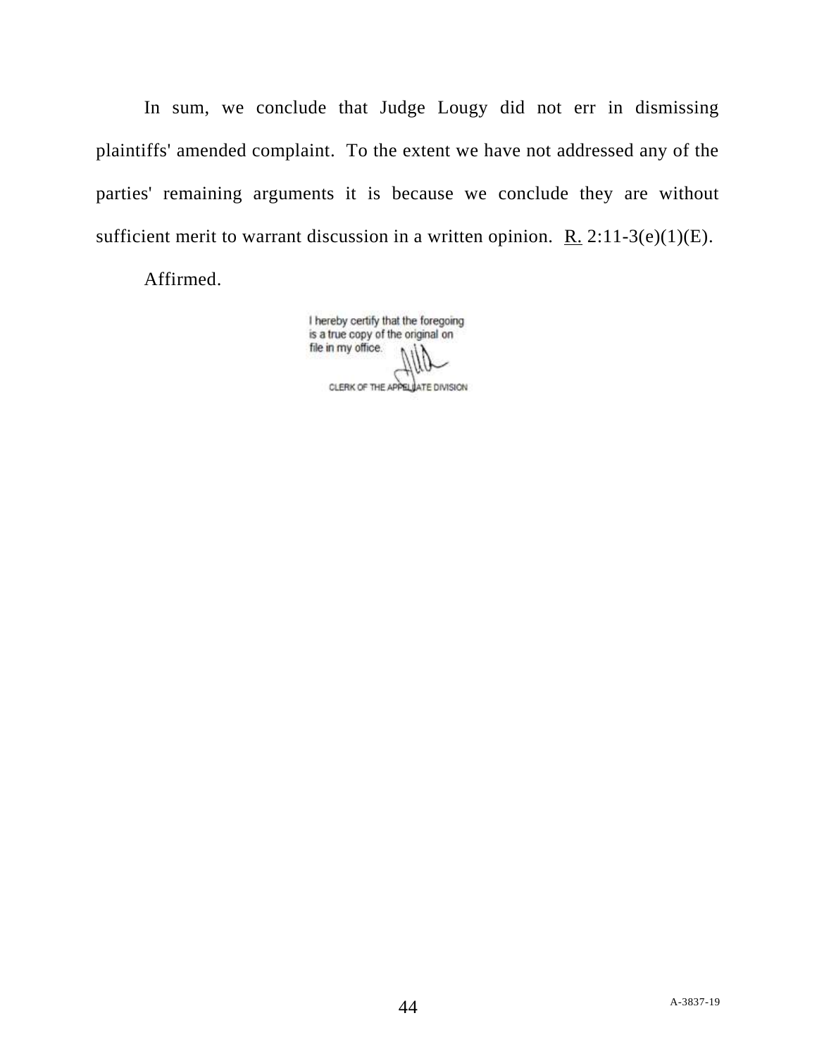In sum, we conclude that Judge Lougy did not err in dismissing plaintiffs' amended complaint. To the extent we have not addressed any of the parties' remaining arguments it is because we conclude they are without sufficient merit to warrant discussion in a written opinion. R. 2:11-3(e)(1)(E).

Affirmed.

I hereby certify that the foregoing is a true copy of the original on file in my office.

CLERK OF THE APPELLATE DIVISION